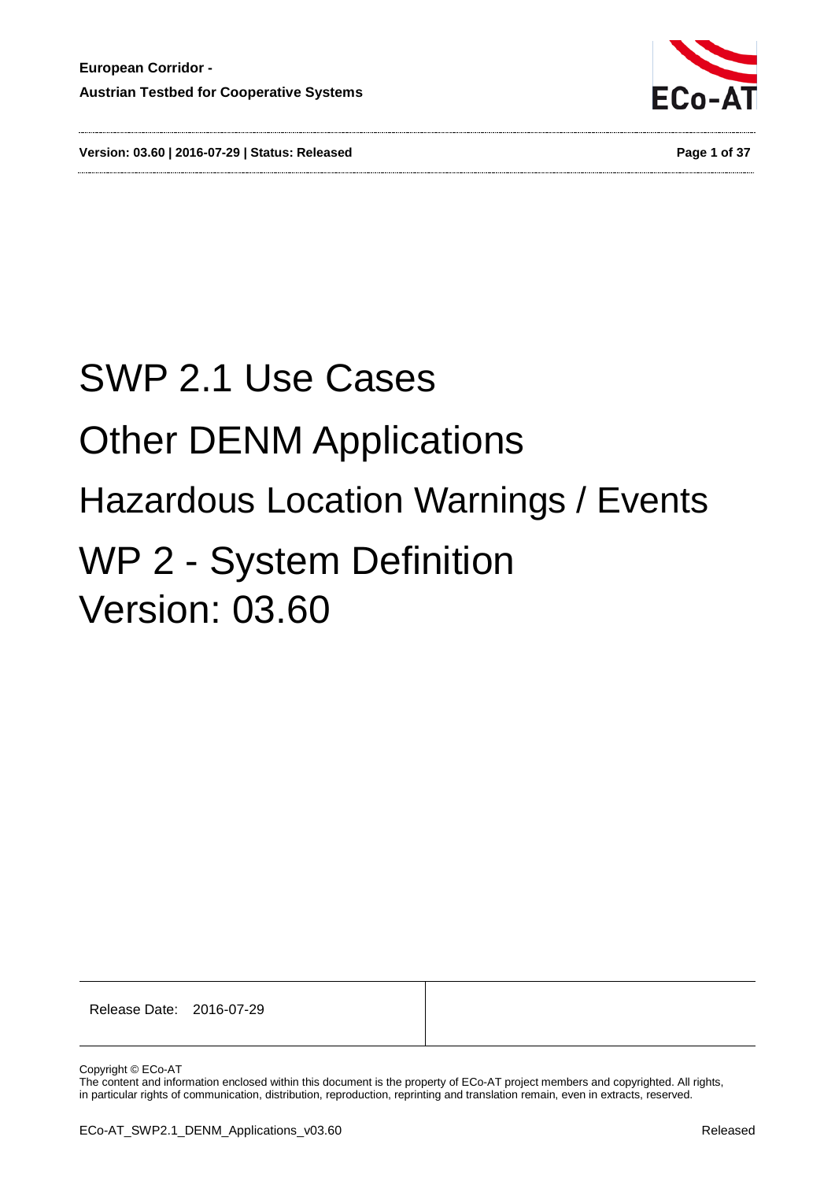European Corridor -

Austrian Testbed for Cooperative Systems

# SWP 2.1 Use Cases

# Other DENM Applications

# Hazardous Location Warnings / Events

# WP 2 - System Definition

# Version: 03.60

| Release Date: 2016-07-29 | |
|---|---|

Copyright © ECo-AT

The content and information enclosed within this document is the property of ECo-AT project members and copyrighted. All rights, in particular rights of communication, distribution, reproduction, reprinting and translation remain, even in extracts, reserved.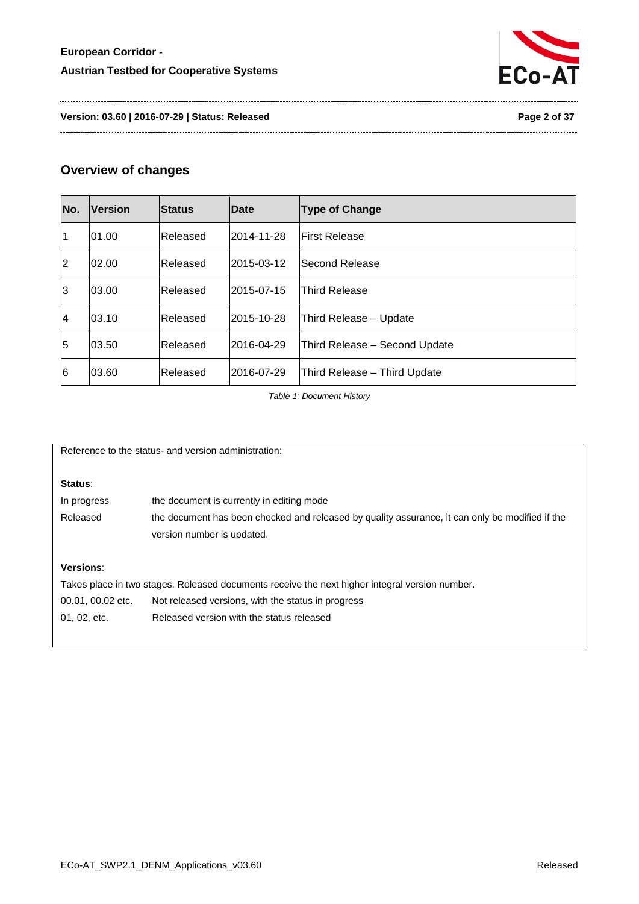## Overview of changes

| No. | Version | Status | Date | Type of Change |
|---|---|---|---|---|
| 1 | 01.00 | Released | 2014-11-28 | First Release |
| 2 | 02.00 | Released | 2015-03-12 | Second Release |
| 3 | 03.00 | Released | 2015-07-15 | Third Release |
| 4 | 03.10 | Released | 2015-10-28 | Third Release – Update |
| 5 | 03.50 | Released | 2016-04-29 | Third Release – Second Update |
| 6 | 03.60 | Released | 2016-07-29 | Third Release – Third Update |

*Table 1: Document History*

Reference to the status- and version administration:

**Status**:

| | |
|---|---|
| In progress | the document is currently in editing mode |
| Released | the document has been checked and released by quality assurance, it can only be modified if the version number is updated. |

**Versions**:

Takes place in two stages. Released documents receive the next higher integral version number.

| | |
|---|---|
| 00.01, 00.02 etc. | Not released versions, with the status in progress |
| 01, 02, etc. | Released version with the status released |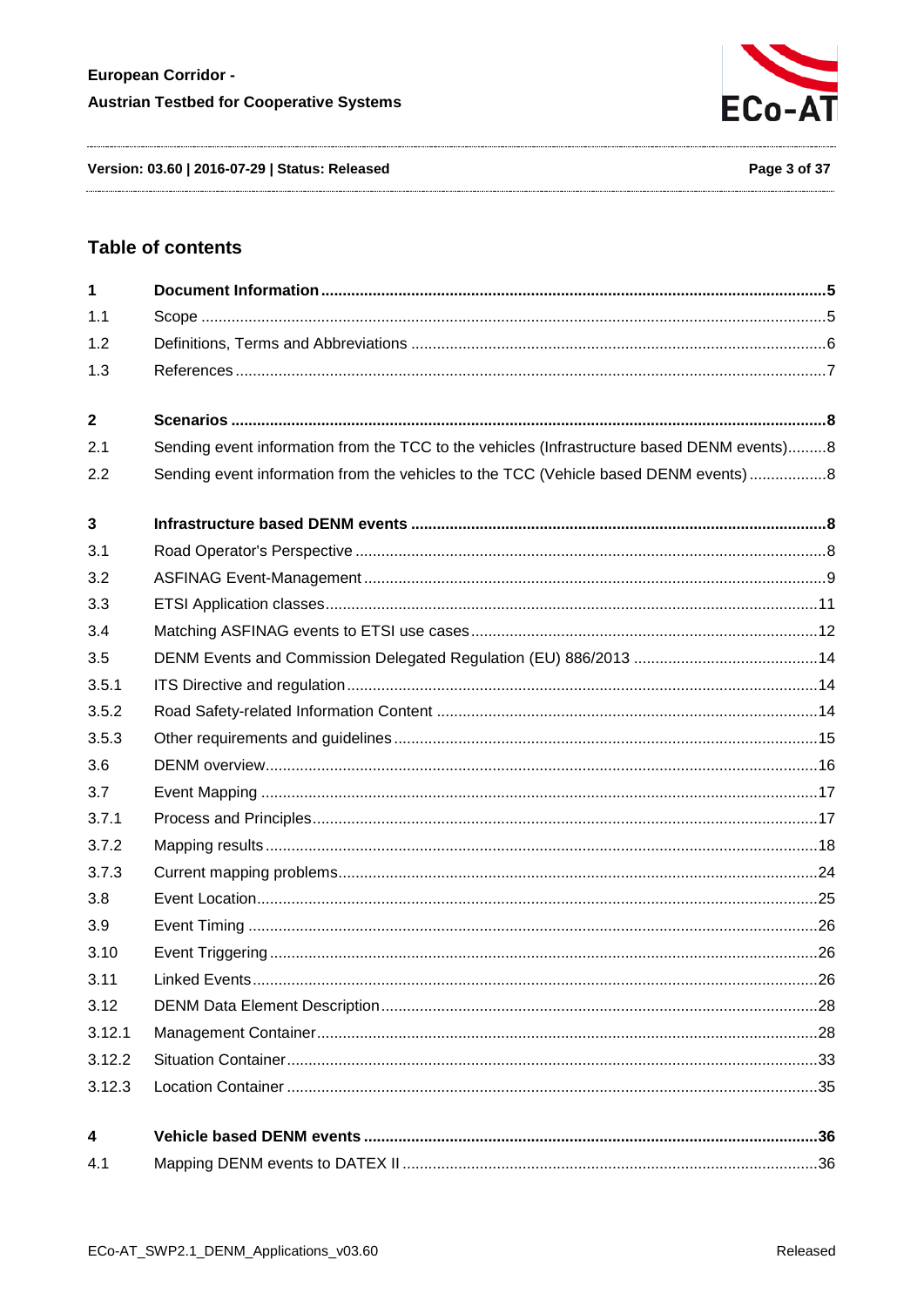## Table of contents

| | | |
|---|---|---|
| **1** | **Document Information** | **5** |
| 1.1 | Scope | 5 |
| 1.2 | Definitions, Terms and Abbreviations | 6 |
| 1.3 | References | 7 |
| **2** | **Scenarios** | **8** |
| 2.1 | Sending event information from the TCC to the vehicles (Infrastructure based DENM events) | 8 |
| 2.2 | Sending event information from the vehicles to the TCC (Vehicle based DENM events) | 8 |
| **3** | **Infrastructure based DENM events** | **8** |
| 3.1 | Road Operator's Perspective | 8 |
| 3.2 | ASFINAG Event-Management | 9 |
| 3.3 | ETSI Application classes | 11 |
| 3.4 | Matching ASFINAG events to ETSI use cases | 12 |
| 3.5 | DENM Events and Commission Delegated Regulation (EU) 886/2013 | 14 |
| 3.5.1 | ITS Directive and regulation | 14 |
| 3.5.2 | Road Safety-related Information Content | 14 |
| 3.5.3 | Other requirements and guidelines | 15 |
| 3.6 | DENM overview | 16 |
| 3.7 | Event Mapping | 17 |
| 3.7.1 | Process and Principles | 17 |
| 3.7.2 | Mapping results | 18 |
| 3.7.3 | Current mapping problems | 24 |
| 3.8 | Event Location | 25 |
| 3.9 | Event Timing | 26 |
| 3.10 | Event Triggering | 26 |
| 3.11 | Linked Events | 26 |
| 3.12 | DENM Data Element Description | 28 |
| 3.12.1 | Management Container | 28 |
| 3.12.2 | Situation Container | 33 |
| 3.12.3 | Location Container | 35 |
| **4** | **Vehicle based DENM events** | **36** |
| 4.1 | Mapping DENM events to DATEX II | 36 |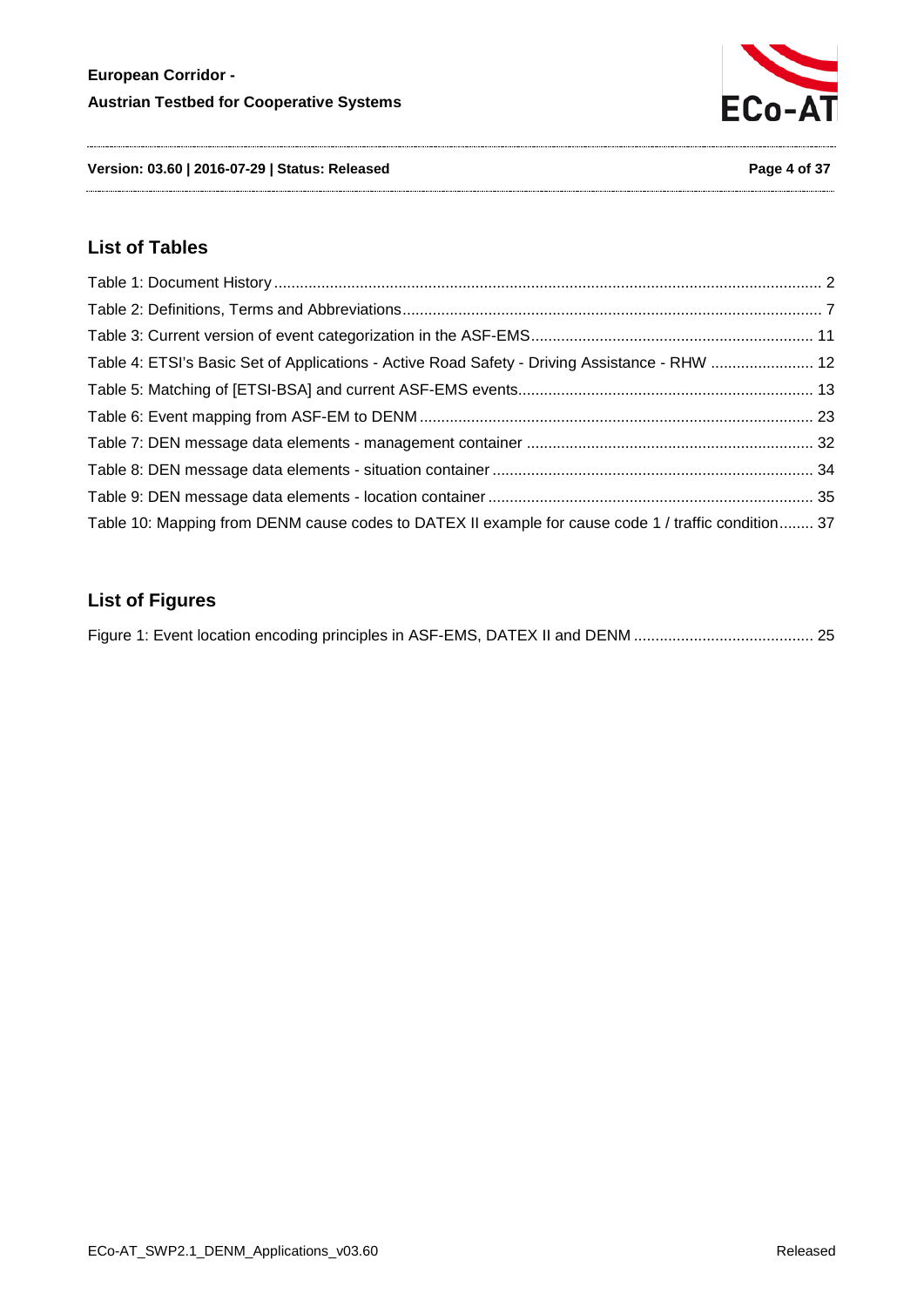## List of Tables

Table 1: Document History ... 2
Table 2: Definitions, Terms and Abbreviations ... 7
Table 3: Current version of event categorization in the ASF-EMS ... 11
Table 4: ETSI's Basic Set of Applications - Active Road Safety - Driving Assistance - RHW ... 12
Table 5: Matching of [ETSI-BSA] and current ASF-EMS events ... 13
Table 6: Event mapping from ASF-EM to DENM ... 23
Table 7: DEN message data elements - management container ... 32
Table 8: DEN message data elements - situation container ... 34
Table 9: DEN message data elements - location container ... 35
Table 10: Mapping from DENM cause codes to DATEX II example for cause code 1 / traffic condition ... 37

## List of Figures

Figure 1: Event location encoding principles in ASF-EMS, DATEX II and DENM ... 25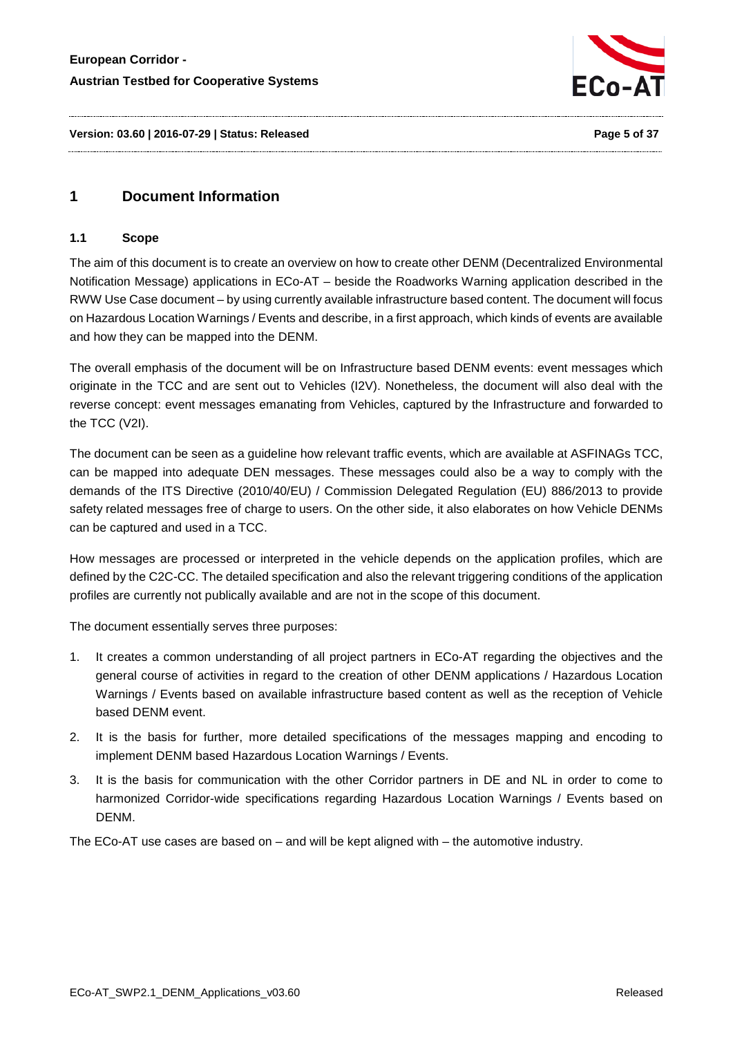# 1 Document Information

## 1.1 Scope

The aim of this document is to create an overview on how to create other DENM (Decentralized Environmental Notification Message) applications in ECo-AT – beside the Roadworks Warning application described in the RWW Use Case document – by using currently available infrastructure based content. The document will focus on Hazardous Location Warnings / Events and describe, in a first approach, which kinds of events are available and how they can be mapped into the DENM.

The overall emphasis of the document will be on Infrastructure based DENM events: event messages which originate in the TCC and are sent out to Vehicles (I2V). Nonetheless, the document will also deal with the reverse concept: event messages emanating from Vehicles, captured by the Infrastructure and forwarded to the TCC (V2I).

The document can be seen as a guideline how relevant traffic events, which are available at ASFINAGs TCC, can be mapped into adequate DEN messages. These messages could also be a way to comply with the demands of the ITS Directive (2010/40/EU) / Commission Delegated Regulation (EU) 886/2013 to provide safety related messages free of charge to users. On the other side, it also elaborates on how Vehicle DENMs can be captured and used in a TCC.

How messages are processed or interpreted in the vehicle depends on the application profiles, which are defined by the C2C-CC. The detailed specification and also the relevant triggering conditions of the application profiles are currently not publically available and are not in the scope of this document.

The document essentially serves three purposes:

1. It creates a common understanding of all project partners in ECo-AT regarding the objectives and the general course of activities in regard to the creation of other DENM applications / Hazardous Location Warnings / Events based on available infrastructure based content as well as the reception of Vehicle based DENM event.
2. It is the basis for further, more detailed specifications of the messages mapping and encoding to implement DENM based Hazardous Location Warnings / Events.
3. It is the basis for communication with the other Corridor partners in DE and NL in order to come to harmonized Corridor-wide specifications regarding Hazardous Location Warnings / Events based on DENM.

The ECo-AT use cases are based on – and will be kept aligned with – the automotive industry.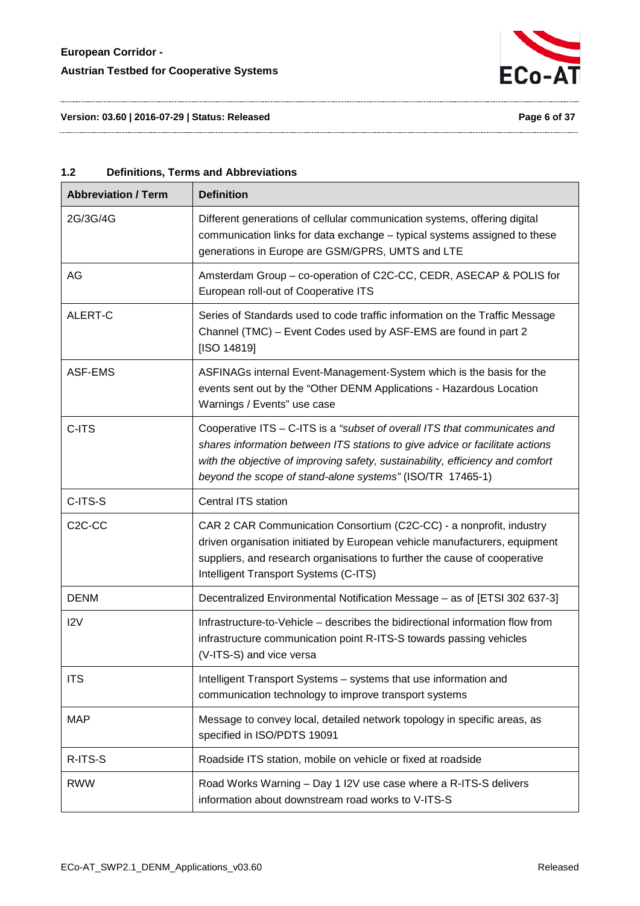### 1.2 Definitions, Terms and Abbreviations

| Abbreviation / Term | Definition |
|---|---|
| 2G/3G/4G | Different generations of cellular communication systems, offering digital communication links for data exchange – typical systems assigned to these generations in Europe are GSM/GPRS, UMTS and LTE |
| AG | Amsterdam Group – co-operation of C2C-CC, CEDR, ASECAP & POLIS for European roll-out of Cooperative ITS |
| ALERT-C | Series of Standards used to code traffic information on the Traffic Message Channel (TMC) – Event Codes used by ASF-EMS are found in part 2 [ISO 14819] |
| ASF-EMS | ASFINAGs internal Event-Management-System which is the basis for the events sent out by the "Other DENM Applications - Hazardous Location Warnings / Events" use case |
| C-ITS | Cooperative ITS – C-ITS is a *"subset of overall ITS that communicates and shares information between ITS stations to give advice or facilitate actions with the objective of improving safety, sustainability, efficiency and comfort beyond the scope of stand-alone systems"* (ISO/TR 17465-1) |
| C-ITS-S | Central ITS station |
| C2C-CC | CAR 2 CAR Communication Consortium (C2C-CC) - a nonprofit, industry driven organisation initiated by European vehicle manufacturers, equipment suppliers, and research organisations to further the cause of cooperative Intelligent Transport Systems (C-ITS) |
| DENM | Decentralized Environmental Notification Message – as of [ETSI 302 637-3] |
| I2V | Infrastructure-to-Vehicle – describes the bidirectional information flow from infrastructure communication point R-ITS-S towards passing vehicles (V-ITS-S) and vice versa |
| ITS | Intelligent Transport Systems – systems that use information and communication technology to improve transport systems |
| MAP | Message to convey local, detailed network topology in specific areas, as specified in ISO/PDTS 19091 |
| R-ITS-S | Roadside ITS station, mobile on vehicle or fixed at roadside |
| RWW | Road Works Warning – Day 1 I2V use case where a R-ITS-S delivers information about downstream road works to V-ITS-S |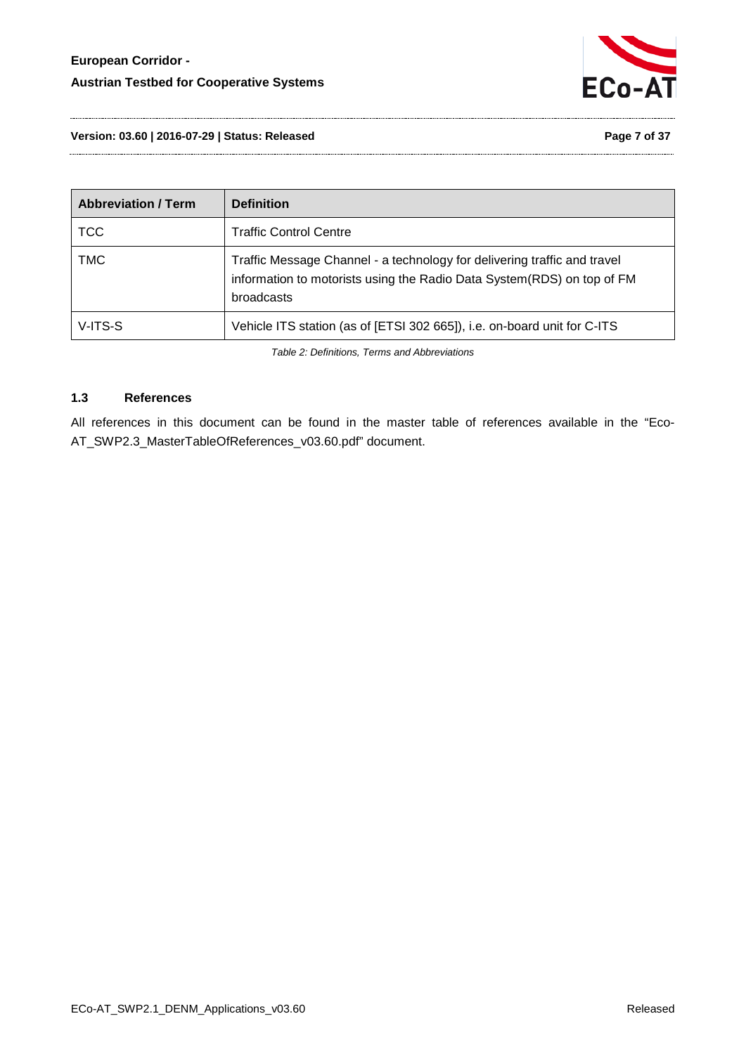| Abbreviation / Term | Definition |
| --- | --- |
| TCC | Traffic Control Centre |
| TMC | Traffic Message Channel - a technology for delivering traffic and travel information to motorists using the Radio Data System(RDS) on top of FM broadcasts |
| V-ITS-S | Vehicle ITS station (as of [ETSI 302 665]), i.e. on-board unit for C-ITS |

*Table 2: Definitions, Terms and Abbreviations*

### 1.3 References

All references in this document can be found in the master table of references available in the "Eco-AT_SWP2.3_MasterTableOfReferences_v03.60.pdf" document.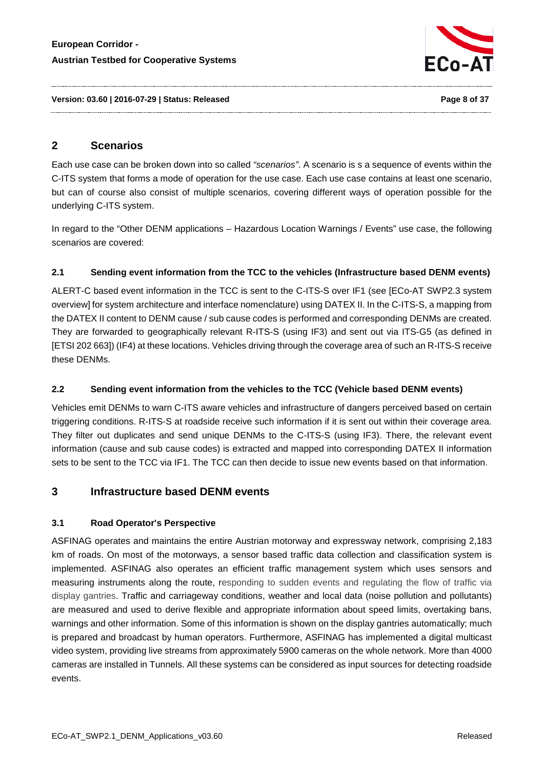# 2 Scenarios

Each use case can be broken down into so called *"scenarios"*. A scenario is s a sequence of events within the C-ITS system that forms a mode of operation for the use case. Each use case contains at least one scenario, but can of course also consist of multiple scenarios, covering different ways of operation possible for the underlying C-ITS system.

In regard to the "Other DENM applications – Hazardous Location Warnings / Events" use case, the following scenarios are covered:

## 2.1 Sending event information from the TCC to the vehicles (Infrastructure based DENM events)

ALERT-C based event information in the TCC is sent to the C-ITS-S over IF1 (see [ECo-AT SWP2.3 system overview] for system architecture and interface nomenclature) using DATEX II. In the C-ITS-S, a mapping from the DATEX II content to DENM cause / sub cause codes is performed and corresponding DENMs are created. They are forwarded to geographically relevant R-ITS-S (using IF3) and sent out via ITS-G5 (as defined in [ETSI 202 663]) (IF4) at these locations. Vehicles driving through the coverage area of such an R-ITS-S receive these DENMs.

## 2.2 Sending event information from the vehicles to the TCC (Vehicle based DENM events)

Vehicles emit DENMs to warn C-ITS aware vehicles and infrastructure of dangers perceived based on certain triggering conditions. R-ITS-S at roadside receive such information if it is sent out within their coverage area. They filter out duplicates and send unique DENMs to the C-ITS-S (using IF3). There, the relevant event information (cause and sub cause codes) is extracted and mapped into corresponding DATEX II information sets to be sent to the TCC via IF1. The TCC can then decide to issue new events based on that information.

# 3 Infrastructure based DENM events

## 3.1 Road Operator's Perspective

ASFINAG operates and maintains the entire Austrian motorway and expressway network, comprising 2,183 km of roads. On most of the motorways, a sensor based traffic data collection and classification system is implemented. ASFINAG also operates an efficient traffic management system which uses sensors and measuring instruments along the route, responding to sudden events and regulating the flow of traffic via display gantries. Traffic and carriageway conditions, weather and local data (noise pollution and pollutants) are measured and used to derive flexible and appropriate information about speed limits, overtaking bans, warnings and other information. Some of this information is shown on the display gantries automatically; much is prepared and broadcast by human operators. Furthermore, ASFINAG has implemented a digital multicast video system, providing live streams from approximately 5900 cameras on the whole network. More than 4000 cameras are installed in Tunnels. All these systems can be considered as input sources for detecting roadside events.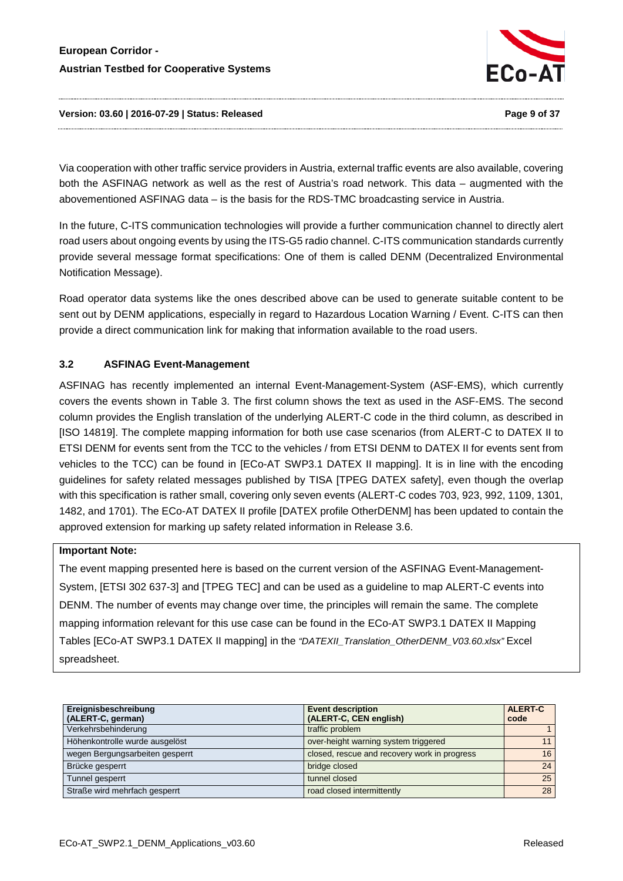Via cooperation with other traffic service providers in Austria, external traffic events are also available, covering both the ASFINAG network as well as the rest of Austria's road network. This data – augmented with the abovementioned ASFINAG data – is the basis for the RDS-TMC broadcasting service in Austria.

In the future, C-ITS communication technologies will provide a further communication channel to directly alert road users about ongoing events by using the ITS-G5 radio channel. C-ITS communication standards currently provide several message format specifications: One of them is called DENM (Decentralized Environmental Notification Message).

Road operator data systems like the ones described above can be used to generate suitable content to be sent out by DENM applications, especially in regard to Hazardous Location Warning / Event. C-ITS can then provide a direct communication link for making that information available to the road users.

### 3.2 ASFINAG Event-Management

ASFINAG has recently implemented an internal Event-Management-System (ASF-EMS), which currently covers the events shown in Table 3. The first column shows the text as used in the ASF-EMS. The second column provides the English translation of the underlying ALERT-C code in the third column, as described in [ISO 14819]. The complete mapping information for both use case scenarios (from ALERT-C to DATEX II to ETSI DENM for events sent from the TCC to the vehicles / from ETSI DENM to DATEX II for events sent from vehicles to the TCC) can be found in [ECo-AT SWP3.1 DATEX II mapping]. It is in line with the encoding guidelines for safety related messages published by TISA [TPEG DATEX safety], even though the overlap with this specification is rather small, covering only seven events (ALERT-C codes 703, 923, 992, 1109, 1301, 1482, and 1701). The ECo-AT DATEX II profile [DATEX profile OtherDENM] has been updated to contain the approved extension for marking up safety related information in Release 3.6.

> **Important Note:**
>
> The event mapping presented here is based on the current version of the ASFINAG Event-Management-System, [ETSI 302 637-3] and [TPEG TEC] and can be used as a guideline to map ALERT-C events into DENM. The number of events may change over time, the principles will remain the same. The complete mapping information relevant for this use case can be found in the ECo-AT SWP3.1 DATEX II Mapping Tables [ECo-AT SWP3.1 DATEX II mapping] in the *"DATEXII_Translation_OtherDENM_V03.60.xlsx"* Excel spreadsheet.

| Ereignisbeschreibung (ALERT-C, german) | Event description (ALERT-C, CEN english) | ALERT-C code |
|---|---|---|
| Verkehrsbehinderung | traffic problem | 1 |
| Höhenkontrolle wurde ausgelöst | over-height warning system triggered | 11 |
| wegen Bergungsarbeiten gesperrt | closed, rescue and recovery work in progress | 16 |
| Brücke gesperrt | bridge closed | 24 |
| Tunnel gesperrt | tunnel closed | 25 |
| Straße wird mehrfach gesperrt | road closed intermittently | 28 |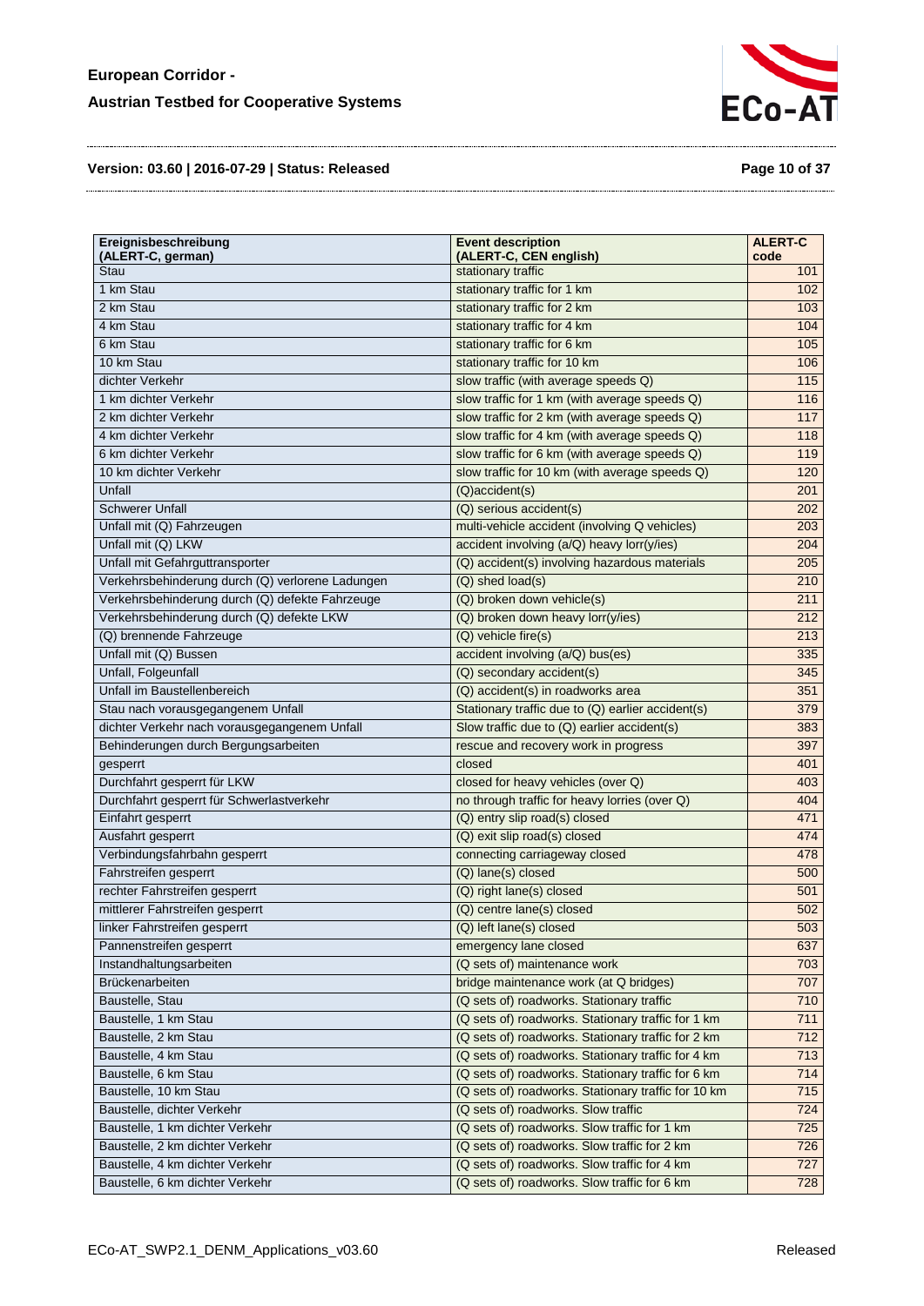| Ereignisbeschreibung (ALERT-C, german) | Event description (ALERT-C, CEN english) | ALERT-C code |
|---|---|---|
| Stau | stationary traffic | 101 |
| 1 km Stau | stationary traffic for 1 km | 102 |
| 2 km Stau | stationary traffic for 2 km | 103 |
| 4 km Stau | stationary traffic for 4 km | 104 |
| 6 km Stau | stationary traffic for 6 km | 105 |
| 10 km Stau | stationary traffic for 10 km | 106 |
| dichter Verkehr | slow traffic (with average speeds Q) | 115 |
| 1 km dichter Verkehr | slow traffic for 1 km (with average speeds Q) | 116 |
| 2 km dichter Verkehr | slow traffic for 2 km (with average speeds Q) | 117 |
| 4 km dichter Verkehr | slow traffic for 4 km (with average speeds Q) | 118 |
| 6 km dichter Verkehr | slow traffic for 6 km (with average speeds Q) | 119 |
| 10 km dichter Verkehr | slow traffic for 10 km (with average speeds Q) | 120 |
| Unfall | (Q)accident(s) | 201 |
| Schwerer Unfall | (Q) serious accident(s) | 202 |
| Unfall mit (Q) Fahrzeugen | multi-vehicle accident (involving Q vehicles) | 203 |
| Unfall mit (Q) LKW | accident involving (a/Q) heavy lorr(y/ies) | 204 |
| Unfall mit Gefahrguttransporter | (Q) accident(s) involving hazardous materials | 205 |
| Verkehrsbehinderung durch (Q) verlorene Ladungen | (Q) shed load(s) | 210 |
| Verkehrsbehinderung durch (Q) defekte Fahrzeuge | (Q) broken down vehicle(s) | 211 |
| Verkehrsbehinderung durch (Q) defekte LKW | (Q) broken down heavy lorr(y/ies) | 212 |
| (Q) brennende Fahrzeuge | (Q) vehicle fire(s) | 213 |
| Unfall mit (Q) Bussen | accident involving (a/Q) bus(es) | 335 |
| Unfall, Folgeunfall | (Q) secondary accident(s) | 345 |
| Unfall im Baustellenbereich | (Q) accident(s) in roadworks area | 351 |
| Stau nach vorausgegangenem Unfall | Stationary traffic due to (Q) earlier accident(s) | 379 |
| dichter Verkehr nach vorausgegangenem Unfall | Slow traffic due to (Q) earlier accident(s) | 383 |
| Behinderungen durch Bergungsarbeiten | rescue and recovery work in progress | 397 |
| gesperrt | closed | 401 |
| Durchfahrt gesperrt für LKW | closed for heavy vehicles (over Q) | 403 |
| Durchfahrt gesperrt für Schwerlastverkehr | no through traffic for heavy lorries (over Q) | 404 |
| Einfahrt gesperrt | (Q) entry slip road(s) closed | 471 |
| Ausfahrt gesperrt | (Q) exit slip road(s) closed | 474 |
| Verbindungsfahrbahn gesperrt | connecting carriageway closed | 478 |
| Fahrstreifen gesperrt | (Q) lane(s) closed | 500 |
| rechter Fahrstreifen gesperrt | (Q) right lane(s) closed | 501 |
| mittlerer Fahrstreifen gesperrt | (Q) centre lane(s) closed | 502 |
| linker Fahrstreifen gesperrt | (Q) left lane(s) closed | 503 |
| Pannenstreifen gesperrt | emergency lane closed | 637 |
| Instandhaltungsarbeiten | (Q sets of) maintenance work | 703 |
| Brückenarbeiten | bridge maintenance work (at Q bridges) | 707 |
| Baustelle, Stau | (Q sets of) roadworks. Stationary traffic | 710 |
| Baustelle, 1 km Stau | (Q sets of) roadworks. Stationary traffic for 1 km | 711 |
| Baustelle, 2 km Stau | (Q sets of) roadworks. Stationary traffic for 2 km | 712 |
| Baustelle, 4 km Stau | (Q sets of) roadworks. Stationary traffic for 4 km | 713 |
| Baustelle, 6 km Stau | (Q sets of) roadworks. Stationary traffic for 6 km | 714 |
| Baustelle, 10 km Stau | (Q sets of) roadworks. Stationary traffic for 10 km | 715 |
| Baustelle, dichter Verkehr | (Q sets of) roadworks. Slow traffic | 724 |
| Baustelle, 1 km dichter Verkehr | (Q sets of) roadworks. Slow traffic for 1 km | 725 |
| Baustelle, 2 km dichter Verkehr | (Q sets of) roadworks. Slow traffic for 2 km | 726 |
| Baustelle, 4 km dichter Verkehr | (Q sets of) roadworks. Slow traffic for 4 km | 727 |
| Baustelle, 6 km dichter Verkehr | (Q sets of) roadworks. Slow traffic for 6 km | 728 |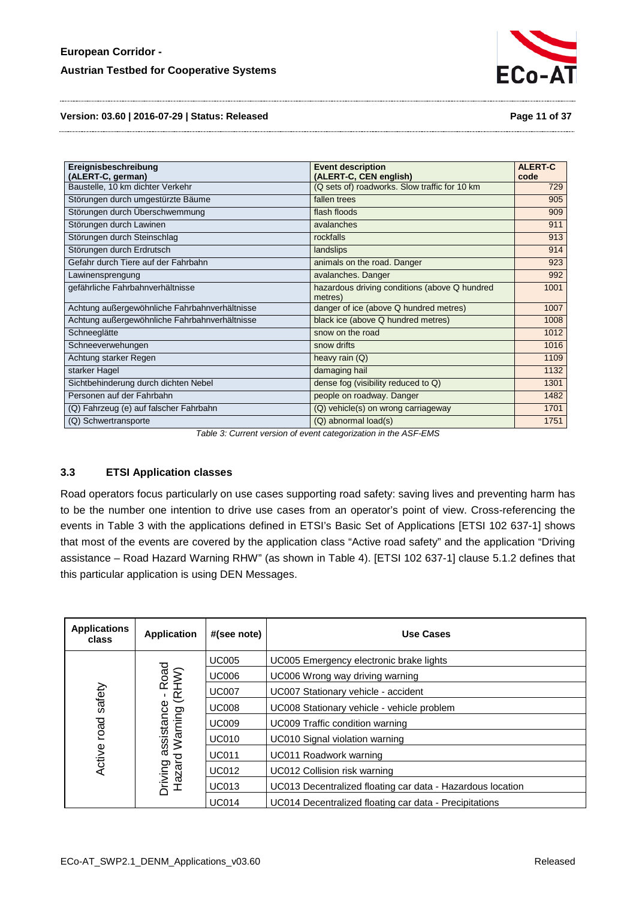| Ereignisbeschreibung (ALERT-C, german) | Event description (ALERT-C, CEN english) | ALERT-C code |
|---|---|---|
| Baustelle, 10 km dichter Verkehr | (Q sets of) roadworks. Slow traffic for 10 km | 729 |
| Störungen durch umgestürzte Bäume | fallen trees | 905 |
| Störungen durch Überschwemmung | flash floods | 909 |
| Störungen durch Lawinen | avalanches | 911 |
| Störungen durch Steinschlag | rockfalls | 913 |
| Störungen durch Erdrutsch | landslips | 914 |
| Gefahr durch Tiere auf der Fahrbahn | animals on the road. Danger | 923 |
| Lawinensprengung | avalanches. Danger | 992 |
| gefährliche Fahrbahnverhältnisse | hazardous driving conditions (above Q hundred metres) | 1001 |
| Achtung außergewöhnliche Fahrbahnverhältnisse | danger of ice (above Q hundred metres) | 1007 |
| Achtung außergewöhnliche Fahrbahnverhältnisse | black ice (above Q hundred metres) | 1008 |
| Schneeglätte | snow on the road | 1012 |
| Schneeverwehungen | snow drifts | 1016 |
| Achtung starker Regen | heavy rain (Q) | 1109 |
| starker Hagel | damaging hail | 1132 |
| Sichtbehinderung durch dichten Nebel | dense fog (visibility reduced to Q) | 1301 |
| Personen auf der Fahrbahn | people on roadway. Danger | 1482 |
| (Q) Fahrzeug (e) auf falscher Fahrbahn | (Q) vehicle(s) on wrong carriageway | 1701 |
| (Q) Schwertransporte | (Q) abnormal load(s) | 1751 |

*Table 3: Current version of event categorization in the ASF-EMS*

### 3.3 ETSI Application classes

Road operators focus particularly on use cases supporting road safety: saving lives and preventing harm has to be the number one intention to drive use cases from an operator's point of view. Cross-referencing the events in Table 3 with the applications defined in ETSI's Basic Set of Applications [ETSI 102 637-1] shows that most of the events are covered by the application class "Active road safety" and the application "Driving assistance – Road Hazard Warning RHW" (as shown in Table 4). [ETSI 102 637-1] clause 5.1.2 defines that this particular application is using DEN Messages.

| Applications class | Application | #(see note) | Use Cases |
|---|---|---|---|
| Active road safety | Driving assistance - Road Hazard Warning (RHW) | UC005 | UC005 Emergency electronic brake lights |
| | | UC006 | UC006 Wrong way driving warning |
| | | UC007 | UC007 Stationary vehicle - accident |
| | | UC008 | UC008 Stationary vehicle - vehicle problem |
| | | UC009 | UC009 Traffic condition warning |
| | | UC010 | UC010 Signal violation warning |
| | | UC011 | UC011 Roadwork warning |
| | | UC012 | UC012 Collision risk warning |
| | | UC013 | UC013 Decentralized floating car data - Hazardous location |
| | | UC014 | UC014 Decentralized floating car data - Precipitations |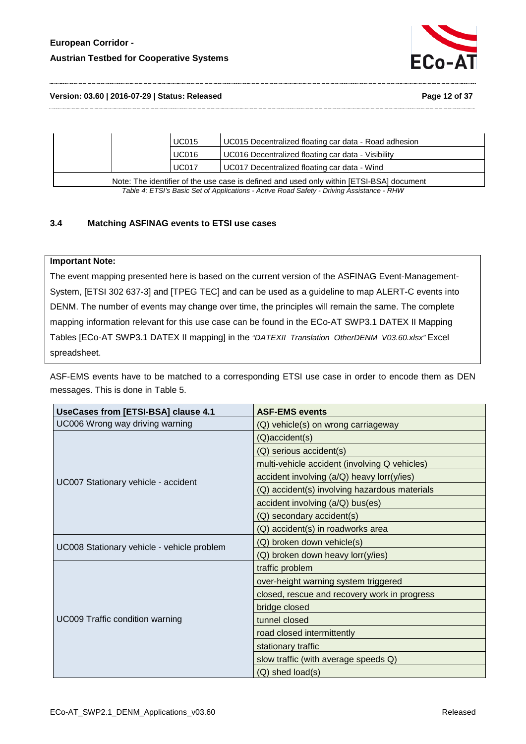| | | | |
|---|---|---|---|
| | | UC015 | UC015 Decentralized floating car data - Road adhesion |
| | | UC016 | UC016 Decentralized floating car data - Visibility |
| | | UC017 | UC017 Decentralized floating car data - Wind |
| Note: The identifier of the use case is defined and used only within [ETSI-BSA] document | | | |

*Table 4: ETSI's Basic Set of Applications - Active Road Safety - Driving Assistance - RHW*

### 3.4 Matching ASFINAG events to ETSI use cases

**Important Note:**

The event mapping presented here is based on the current version of the ASFINAG Event-Management-System, [ETSI 302 637-3] and [TPEG TEC] and can be used as a guideline to map ALERT-C events into DENM. The number of events may change over time, the principles will remain the same. The complete mapping information relevant for this use case can be found in the ECo-AT SWP3.1 DATEX II Mapping Tables [ECo-AT SWP3.1 DATEX II mapping] in the *"DATEXII_Translation_OtherDENM_V03.60.xlsx"* Excel spreadsheet.

ASF-EMS events have to be matched to a corresponding ETSI use case in order to encode them as DEN messages. This is done in Table 5.

| UseCases from [ETSI-BSA] clause 4.1 | ASF-EMS events |
|---|---|
| UC006 Wrong way driving warning | (Q) vehicle(s) on wrong carriageway |
| UC007 Stationary vehicle - accident | (Q)accident(s) |
| | (Q) serious accident(s) |
| | multi-vehicle accident (involving Q vehicles) |
| | accident involving (a/Q) heavy lorr(y/ies) |
| | (Q) accident(s) involving hazardous materials |
| | accident involving (a/Q) bus(es) |
| | (Q) secondary accident(s) |
| | (Q) accident(s) in roadworks area |
| UC008 Stationary vehicle - vehicle problem | (Q) broken down vehicle(s) |
| | (Q) broken down heavy lorr(y/ies) |
| UC009 Traffic condition warning | traffic problem |
| | over-height warning system triggered |
| | closed, rescue and recovery work in progress |
| | bridge closed |
| | tunnel closed |
| | road closed intermittently |
| | stationary traffic |
| | slow traffic (with average speeds Q) |
| | (Q) shed load(s) |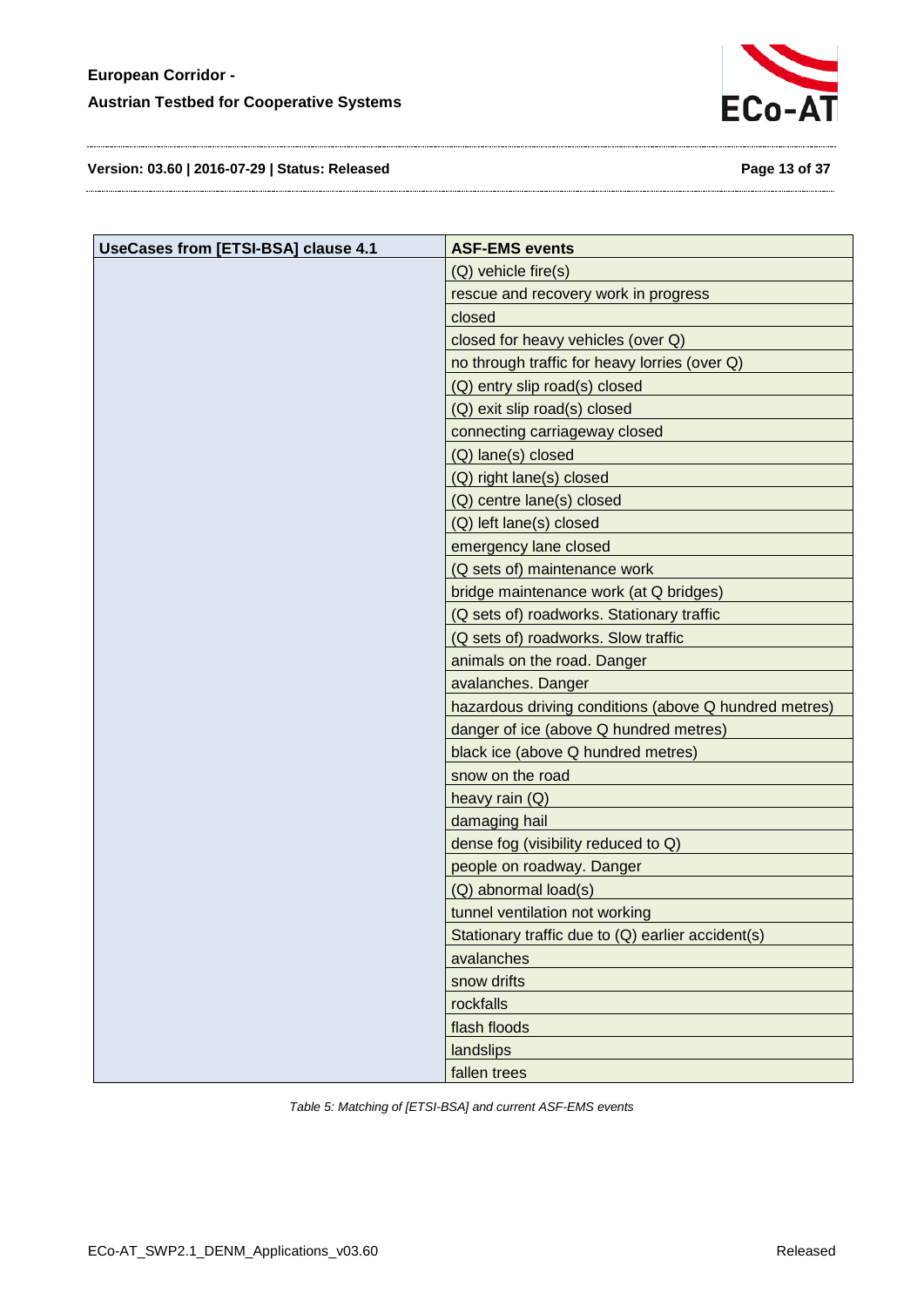| UseCases from [ETSI-BSA] clause 4.1 | ASF-EMS events |
| --- | --- |
| | (Q) vehicle fire(s) |
| | rescue and recovery work in progress |
| | closed |
| | closed for heavy vehicles (over Q) |
| | no through traffic for heavy lorries (over Q) |
| | (Q) entry slip road(s) closed |
| | (Q) exit slip road(s) closed |
| | connecting carriageway closed |
| | (Q) lane(s) closed |
| | (Q) right lane(s) closed |
| | (Q) centre lane(s) closed |
| | (Q) left lane(s) closed |
| | emergency lane closed |
| | (Q sets of) maintenance work |
| | bridge maintenance work (at Q bridges) |
| | (Q sets of) roadworks. Stationary traffic |
| | (Q sets of) roadworks. Slow traffic |
| | animals on the road. Danger |
| | avalanches. Danger |
| | hazardous driving conditions (above Q hundred metres) |
| | danger of ice (above Q hundred metres) |
| | black ice (above Q hundred metres) |
| | snow on the road |
| | heavy rain (Q) |
| | damaging hail |
| | dense fog (visibility reduced to Q) |
| | people on roadway. Danger |
| | (Q) abnormal load(s) |
| | tunnel ventilation not working |
| | Stationary traffic due to (Q) earlier accident(s) |
| | avalanches |
| | snow drifts |
| | rockfalls |
| | flash floods |
| | landslips |
| | fallen trees |

*Table 5: Matching of [ETSI-BSA] and current ASF-EMS events*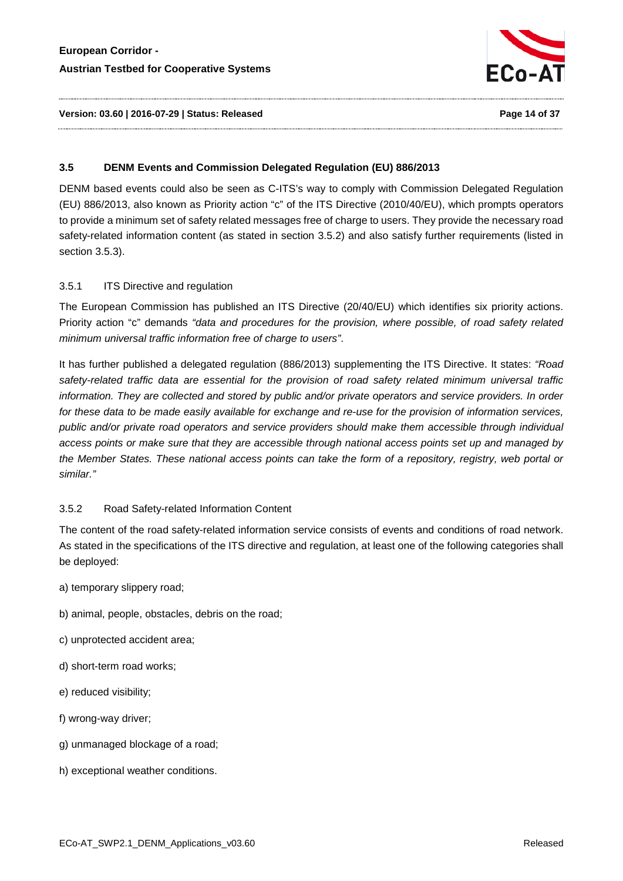### 3.5 DENM Events and Commission Delegated Regulation (EU) 886/2013

DENM based events could also be seen as C-ITS's way to comply with Commission Delegated Regulation (EU) 886/2013, also known as Priority action "c" of the ITS Directive (2010/40/EU), which prompts operators to provide a minimum set of safety related messages free of charge to users. They provide the necessary road safety-related information content (as stated in section 3.5.2) and also satisfy further requirements (listed in section 3.5.3).

#### 3.5.1 ITS Directive and regulation

The European Commission has published an ITS Directive (20/40/EU) which identifies six priority actions. Priority action "c" demands *"data and procedures for the provision, where possible, of road safety related minimum universal traffic information free of charge to users"*.

It has further published a delegated regulation (886/2013) supplementing the ITS Directive. It states: *"Road safety-related traffic data are essential for the provision of road safety related minimum universal traffic information. They are collected and stored by public and/or private operators and service providers. In order for these data to be made easily available for exchange and re-use for the provision of information services, public and/or private road operators and service providers should make them accessible through individual access points or make sure that they are accessible through national access points set up and managed by the Member States. These national access points can take the form of a repository, registry, web portal or similar."*

#### 3.5.2 Road Safety-related Information Content

The content of the road safety-related information service consists of events and conditions of road network. As stated in the specifications of the ITS directive and regulation, at least one of the following categories shall be deployed:

a) temporary slippery road;

b) animal, people, obstacles, debris on the road;

c) unprotected accident area;

d) short-term road works;

e) reduced visibility;

f) wrong-way driver;

g) unmanaged blockage of a road;

h) exceptional weather conditions.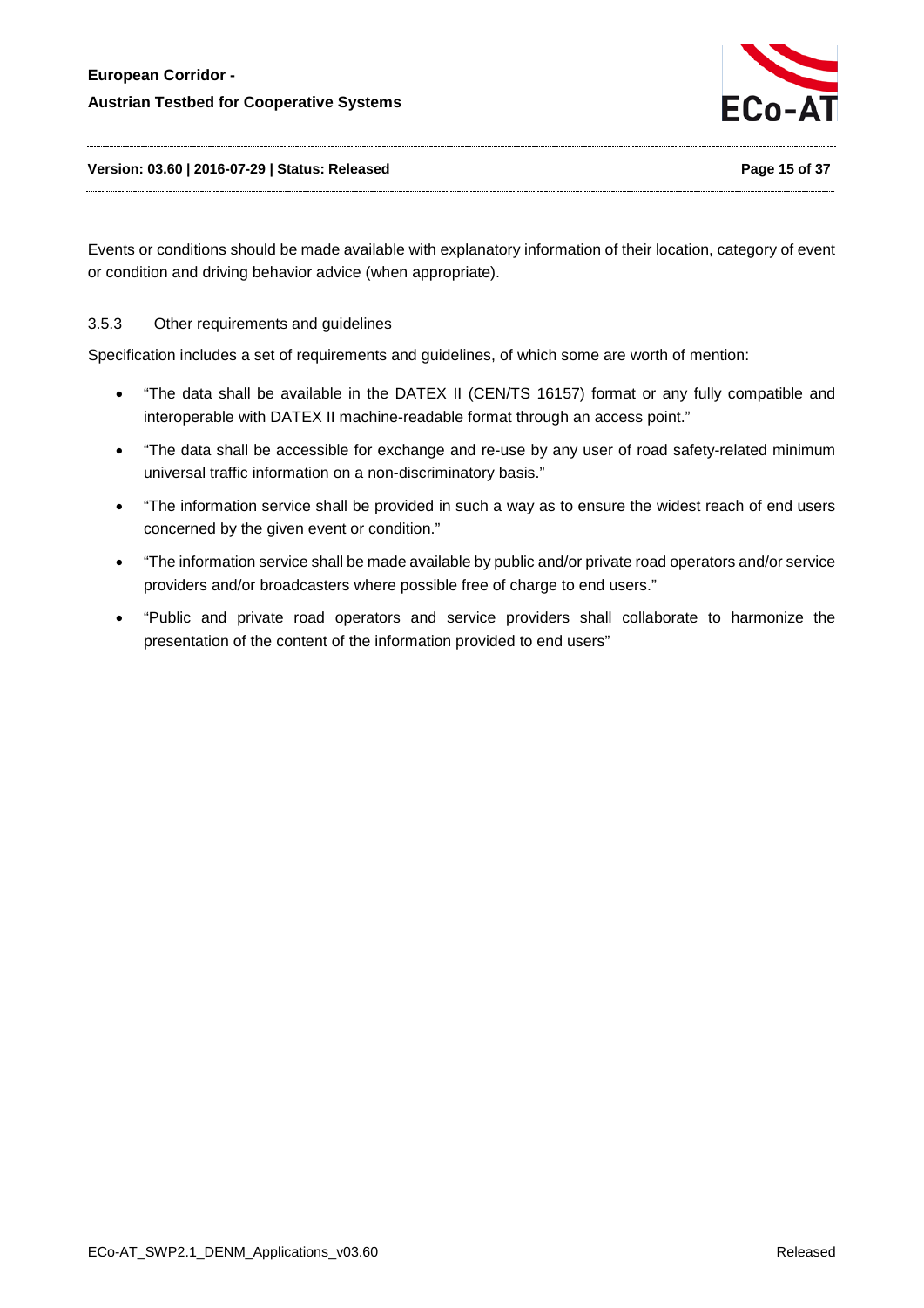Events or conditions should be made available with explanatory information of their location, category of event or condition and driving behavior advice (when appropriate).

### 3.5.3 Other requirements and guidelines

Specification includes a set of requirements and guidelines, of which some are worth of mention:

- “The data shall be available in the DATEX II (CEN/TS 16157) format or any fully compatible and interoperable with DATEX II machine-readable format through an access point.”
- “The data shall be accessible for exchange and re-use by any user of road safety-related minimum universal traffic information on a non-discriminatory basis.”
- “The information service shall be provided in such a way as to ensure the widest reach of end users concerned by the given event or condition.”
- “The information service shall be made available by public and/or private road operators and/or service providers and/or broadcasters where possible free of charge to end users.”
- “Public and private road operators and service providers shall collaborate to harmonize the presentation of the content of the information provided to end users”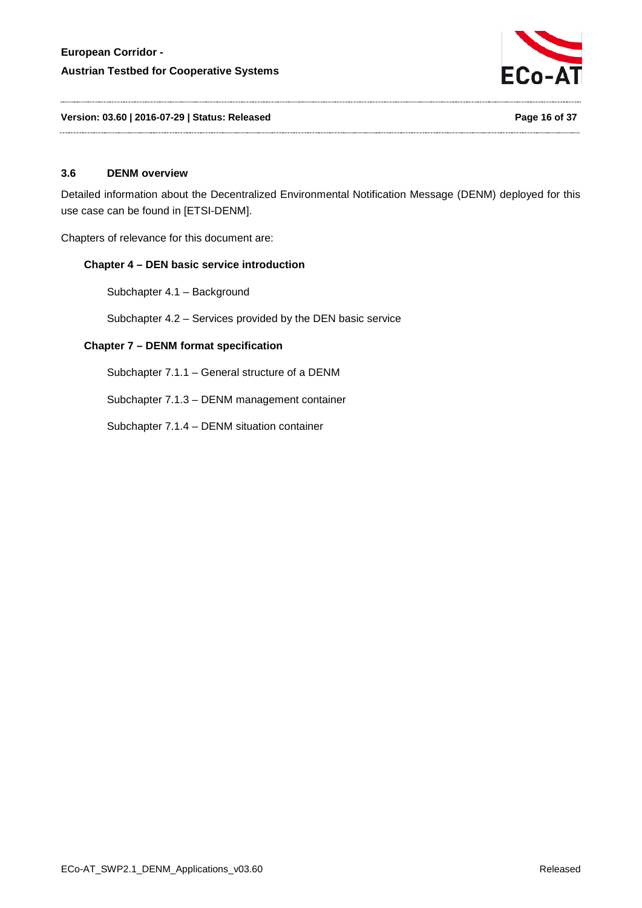## 3.6 DENM overview

Detailed information about the Decentralized Environmental Notification Message (DENM) deployed for this use case can be found in [ETSI-DENM].

Chapters of relevance for this document are:

**Chapter 4 – DEN basic service introduction**

Subchapter 4.1 – Background

Subchapter 4.2 – Services provided by the DEN basic service

**Chapter 7 – DENM format specification**

Subchapter 7.1.1 – General structure of a DENM

Subchapter 7.1.3 – DENM management container

Subchapter 7.1.4 – DENM situation container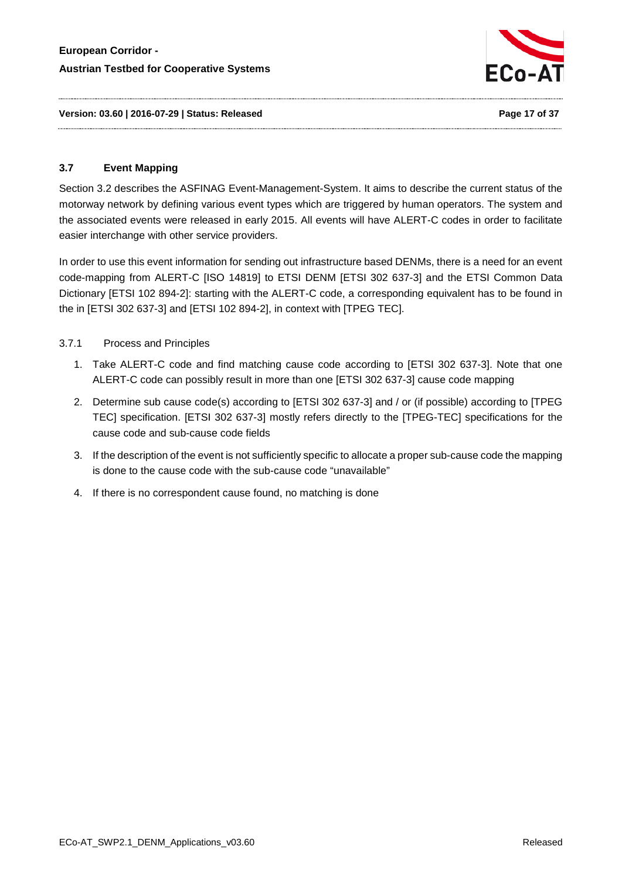## 3.7 Event Mapping

Section 3.2 describes the ASFINAG Event-Management-System. It aims to describe the current status of the motorway network by defining various event types which are triggered by human operators. The system and the associated events were released in early 2015. All events will have ALERT-C codes in order to facilitate easier interchange with other service providers.

In order to use this event information for sending out infrastructure based DENMs, there is a need for an event code-mapping from ALERT-C [ISO 14819] to ETSI DENM [ETSI 302 637-3] and the ETSI Common Data Dictionary [ETSI 102 894-2]: starting with the ALERT-C code, a corresponding equivalent has to be found in the in [ETSI 302 637-3] and [ETSI 102 894-2], in context with [TPEG TEC].

### 3.7.1 Process and Principles

1. Take ALERT-C code and find matching cause code according to [ETSI 302 637-3]. Note that one ALERT-C code can possibly result in more than one [ETSI 302 637-3] cause code mapping
2. Determine sub cause code(s) according to [ETSI 302 637-3] and / or (if possible) according to [TPEG TEC] specification. [ETSI 302 637-3] mostly refers directly to the [TPEG-TEC] specifications for the cause code and sub-cause code fields
3. If the description of the event is not sufficiently specific to allocate a proper sub-cause code the mapping is done to the cause code with the sub-cause code "unavailable"
4. If there is no correspondent cause found, no matching is done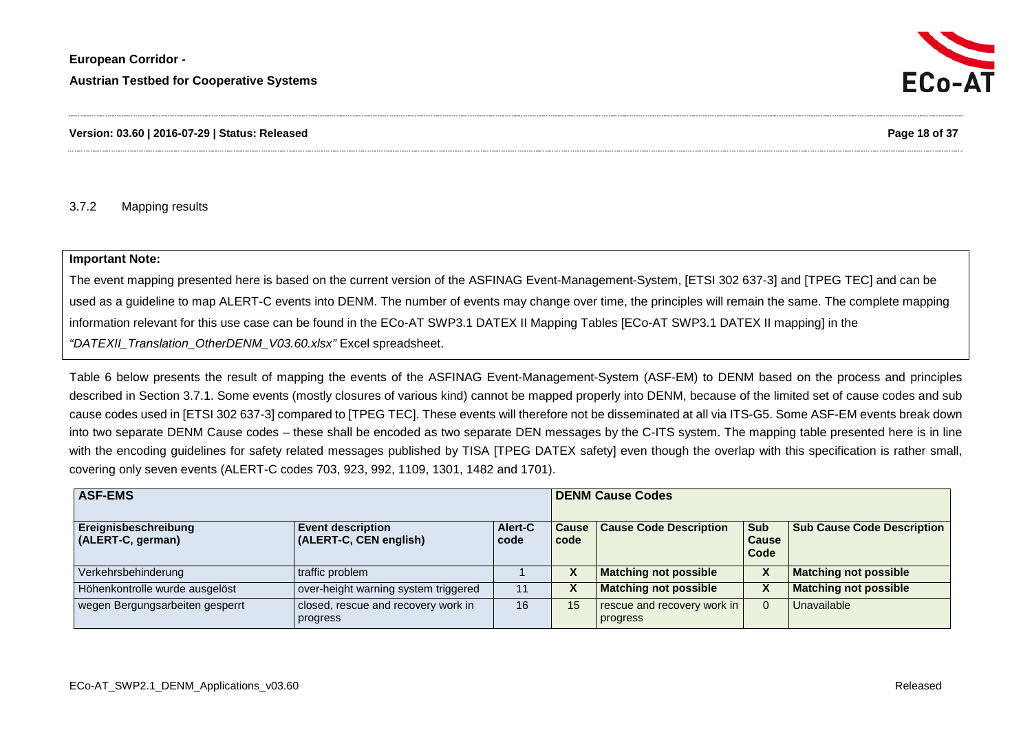### 3.7.2 Mapping results

**Important Note:**

The event mapping presented here is based on the current version of the ASFINAG Event-Management-System, [ETSI 302 637-3] and [TPEG TEC] and can be used as a guideline to map ALERT-C events into DENM. The number of events may change over time, the principles will remain the same. The complete mapping information relevant for this use case can be found in the ECo-AT SWP3.1 DATEX II Mapping Tables [ECo-AT SWP3.1 DATEX II mapping] in the *"DATEXII_Translation_OtherDENM_V03.60.xlsx"* Excel spreadsheet.

Table 6 below presents the result of mapping the events of the ASFINAG Event-Management-System (ASF-EM) to DENM based on the process and principles described in Section 3.7.1. Some events (mostly closures of various kind) cannot be mapped properly into DENM, because of the limited set of cause codes and sub cause codes used in [ETSI 302 637-3] compared to [TPEG TEC]. These events will therefore not be disseminated at all via ITS-G5. Some ASF-EM events break down into two separate DENM Cause codes – these shall be encoded as two separate DEN messages by the C-ITS system. The mapping table presented here is in line with the encoding guidelines for safety related messages published by TISA [TPEG DATEX safety] even though the overlap with this specification is rather small, covering only seven events (ALERT-C codes 703, 923, 992, 1109, 1301, 1482 and 1701).

| ASF-EMS | | | DENM Cause Codes | | | |
|---|---|---|---|---|---|---|
| **Ereignisbeschreibung (ALERT-C, german)** | **Event description (ALERT-C, CEN english)** | **Alert-C code** | **Cause code** | **Cause Code Description** | **Sub Cause Code** | **Sub Cause Code Description** |
| Verkehrsbehinderung | traffic problem | 1 | **X** | **Matching not possible** | **X** | **Matching not possible** |
| Höhenkontrolle wurde ausgelöst | over-height warning system triggered | 11 | **X** | **Matching not possible** | **X** | **Matching not possible** |
| wegen Bergungsarbeiten gesperrt | closed, rescue and recovery work in progress | 16 | 15 | rescue and recovery work in progress | 0 | Unavailable |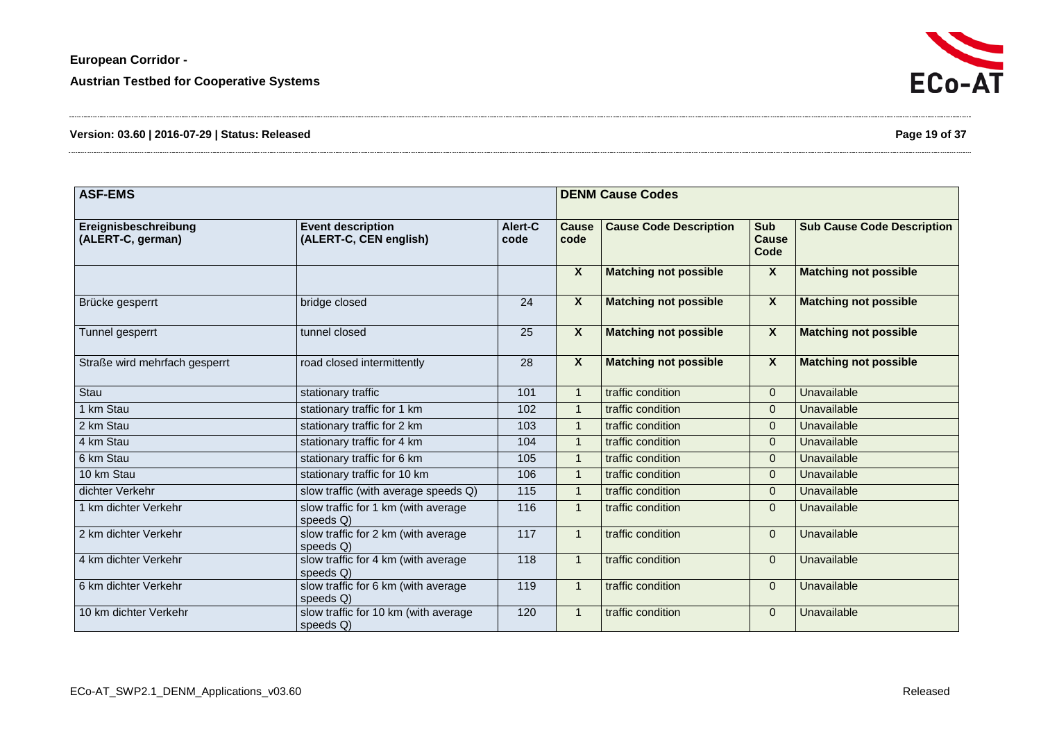| ASF-EMS | | | DENM Cause Codes | | | |
|---|---|---|---|---|---|---|
| **Ereignisbeschreibung (ALERT-C, german)** | **Event description (ALERT-C, CEN english)** | **Alert-C code** | **Cause code** | **Cause Code Description** | **Sub Cause Code** | **Sub Cause Code Description** |
| | | | **X** | **Matching not possible** | **X** | **Matching not possible** |
| Brücke gesperrt | bridge closed | 24 | **X** | **Matching not possible** | **X** | **Matching not possible** |
| Tunnel gesperrt | tunnel closed | 25 | **X** | **Matching not possible** | **X** | **Matching not possible** |
| Straße wird mehrfach gesperrt | road closed intermittently | 28 | **X** | **Matching not possible** | **X** | **Matching not possible** |
| Stau | stationary traffic | 101 | 1 | traffic condition | 0 | Unavailable |
| 1 km Stau | stationary traffic for 1 km | 102 | 1 | traffic condition | 0 | Unavailable |
| 2 km Stau | stationary traffic for 2 km | 103 | 1 | traffic condition | 0 | Unavailable |
| 4 km Stau | stationary traffic for 4 km | 104 | 1 | traffic condition | 0 | Unavailable |
| 6 km Stau | stationary traffic for 6 km | 105 | 1 | traffic condition | 0 | Unavailable |
| 10 km Stau | stationary traffic for 10 km | 106 | 1 | traffic condition | 0 | Unavailable |
| dichter Verkehr | slow traffic (with average speeds Q) | 115 | 1 | traffic condition | 0 | Unavailable |
| 1 km dichter Verkehr | slow traffic for 1 km (with average speeds Q) | 116 | 1 | traffic condition | 0 | Unavailable |
| 2 km dichter Verkehr | slow traffic for 2 km (with average speeds Q) | 117 | 1 | traffic condition | 0 | Unavailable |
| 4 km dichter Verkehr | slow traffic for 4 km (with average speeds Q) | 118 | 1 | traffic condition | 0 | Unavailable |
| 6 km dichter Verkehr | slow traffic for 6 km (with average speeds Q) | 119 | 1 | traffic condition | 0 | Unavailable |
| 10 km dichter Verkehr | slow traffic for 10 km (with average speeds Q) | 120 | 1 | traffic condition | 0 | Unavailable |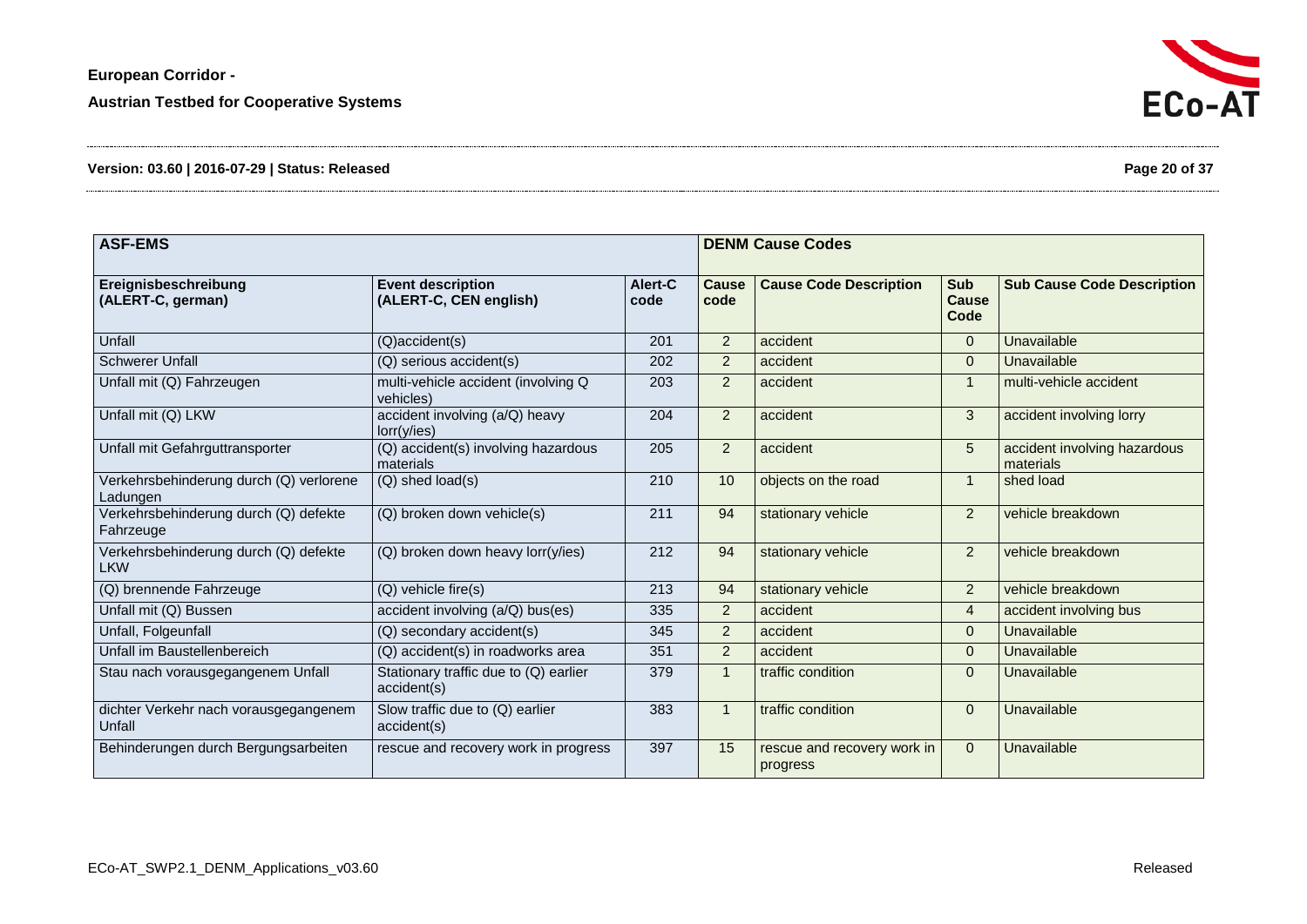| ASF-EMS | | | DENM Cause Codes | | | |
|---|---|---|---|---|---|---|
| **Ereignisbeschreibung (ALERT-C, german)** | **Event description (ALERT-C, CEN english)** | **Alert-C code** | **Cause code** | **Cause Code Description** | **Sub Cause Code** | **Sub Cause Code Description** |
| Unfall | (Q)accident(s) | 201 | 2 | accident | 0 | Unavailable |
| Schwerer Unfall | (Q) serious accident(s) | 202 | 2 | accident | 0 | Unavailable |
| Unfall mit (Q) Fahrzeugen | multi-vehicle accident (involving Q vehicles) | 203 | 2 | accident | 1 | multi-vehicle accident |
| Unfall mit (Q) LKW | accident involving (a/Q) heavy lorr(y/ies) | 204 | 2 | accident | 3 | accident involving lorry |
| Unfall mit Gefahrguttransporter | (Q) accident(s) involving hazardous materials | 205 | 2 | accident | 5 | accident involving hazardous materials |
| Verkehrsbehinderung durch (Q) verlorene Ladungen | (Q) shed load(s) | 210 | 10 | objects on the road | 1 | shed load |
| Verkehrsbehinderung durch (Q) defekte Fahrzeuge | (Q) broken down vehicle(s) | 211 | 94 | stationary vehicle | 2 | vehicle breakdown |
| Verkehrsbehinderung durch (Q) defekte LKW | (Q) broken down heavy lorr(y/ies) | 212 | 94 | stationary vehicle | 2 | vehicle breakdown |
| (Q) brennende Fahrzeuge | (Q) vehicle fire(s) | 213 | 94 | stationary vehicle | 2 | vehicle breakdown |
| Unfall mit (Q) Bussen | accident involving (a/Q) bus(es) | 335 | 2 | accident | 4 | accident involving bus |
| Unfall, Folgeunfall | (Q) secondary accident(s) | 345 | 2 | accident | 0 | Unavailable |
| Unfall im Baustellenbereich | (Q) accident(s) in roadworks area | 351 | 2 | accident | 0 | Unavailable |
| Stau nach vorausgegangenem Unfall | Stationary traffic due to (Q) earlier accident(s) | 379 | 1 | traffic condition | 0 | Unavailable |
| dichter Verkehr nach vorausgegangenem Unfall | Slow traffic due to (Q) earlier accident(s) | 383 | 1 | traffic condition | 0 | Unavailable |
| Behinderungen durch Bergungsarbeiten | rescue and recovery work in progress | 397 | 15 | rescue and recovery work in progress | 0 | Unavailable |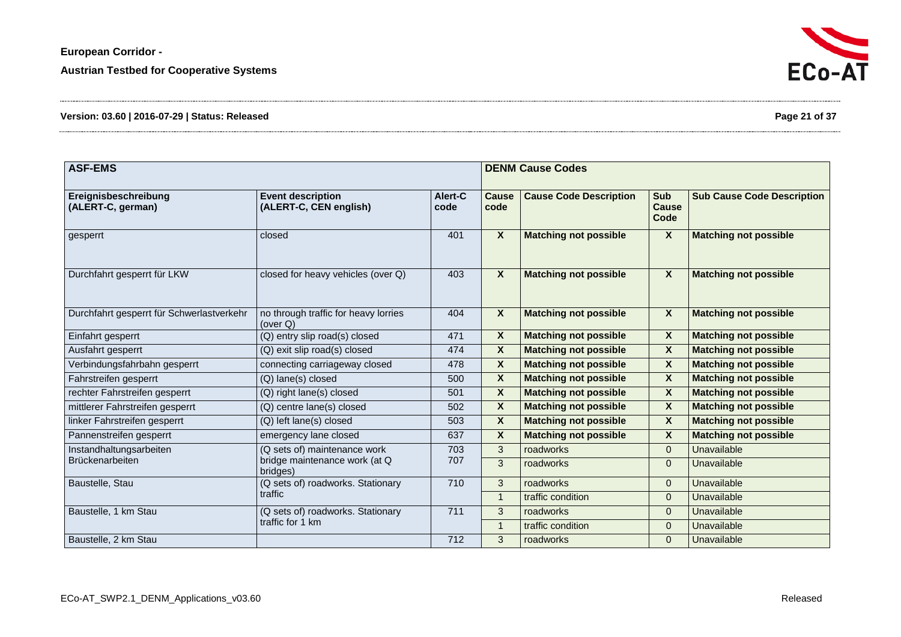| ASF-EMS | | | DENM Cause Codes | | | |
|---|---|---|---|---|---|---|
| **Ereignisbeschreibung (ALERT-C, german)** | **Event description (ALERT-C, CEN english)** | **Alert-C code** | **Cause code** | **Cause Code Description** | **Sub Cause Code** | **Sub Cause Code Description** |
| gesperrt | closed | 401 | **X** | **Matching not possible** | **X** | **Matching not possible** |
| Durchfahrt gesperrt für LKW | closed for heavy vehicles (over Q) | 403 | **X** | **Matching not possible** | **X** | **Matching not possible** |
| Durchfahrt gesperrt für Schwerlastverkehr | no through traffic for heavy lorries (over Q) | 404 | **X** | **Matching not possible** | **X** | **Matching not possible** |
| Einfahrt gesperrt | (Q) entry slip road(s) closed | 471 | **X** | **Matching not possible** | **X** | **Matching not possible** |
| Ausfahrt gesperrt | (Q) exit slip road(s) closed | 474 | **X** | **Matching not possible** | **X** | **Matching not possible** |
| Verbindungsfahrbahn gesperrt | connecting carriageway closed | 478 | **X** | **Matching not possible** | **X** | **Matching not possible** |
| Fahrstreifen gesperrt | (Q) lane(s) closed | 500 | **X** | **Matching not possible** | **X** | **Matching not possible** |
| rechter Fahrstreifen gesperrt | (Q) right lane(s) closed | 501 | **X** | **Matching not possible** | **X** | **Matching not possible** |
| mittlerer Fahrstreifen gesperrt | (Q) centre lane(s) closed | 502 | **X** | **Matching not possible** | **X** | **Matching not possible** |
| linker Fahrstreifen gesperrt | (Q) left lane(s) closed | 503 | **X** | **Matching not possible** | **X** | **Matching not possible** |
| Pannenstreifen gesperrt | emergency lane closed | 637 | **X** | **Matching not possible** | **X** | **Matching not possible** |
| Instandhaltungsarbeiten | (Q sets of) maintenance work | 703 | 3 | roadworks | 0 | Unavailable |
| Brückenarbeiten | bridge maintenance work (at Q bridges) | 707 | 3 | roadworks | 0 | Unavailable |
| Baustelle, Stau | (Q sets of) roadworks. Stationary traffic | 710 | 3 | roadworks | 0 | Unavailable |
| | | | 1 | traffic condition | 0 | Unavailable |
| Baustelle, 1 km Stau | (Q sets of) roadworks. Stationary traffic for 1 km | 711 | 3 | roadworks | 0 | Unavailable |
| | | | 1 | traffic condition | 0 | Unavailable |
| Baustelle, 2 km Stau | | 712 | 3 | roadworks | 0 | Unavailable |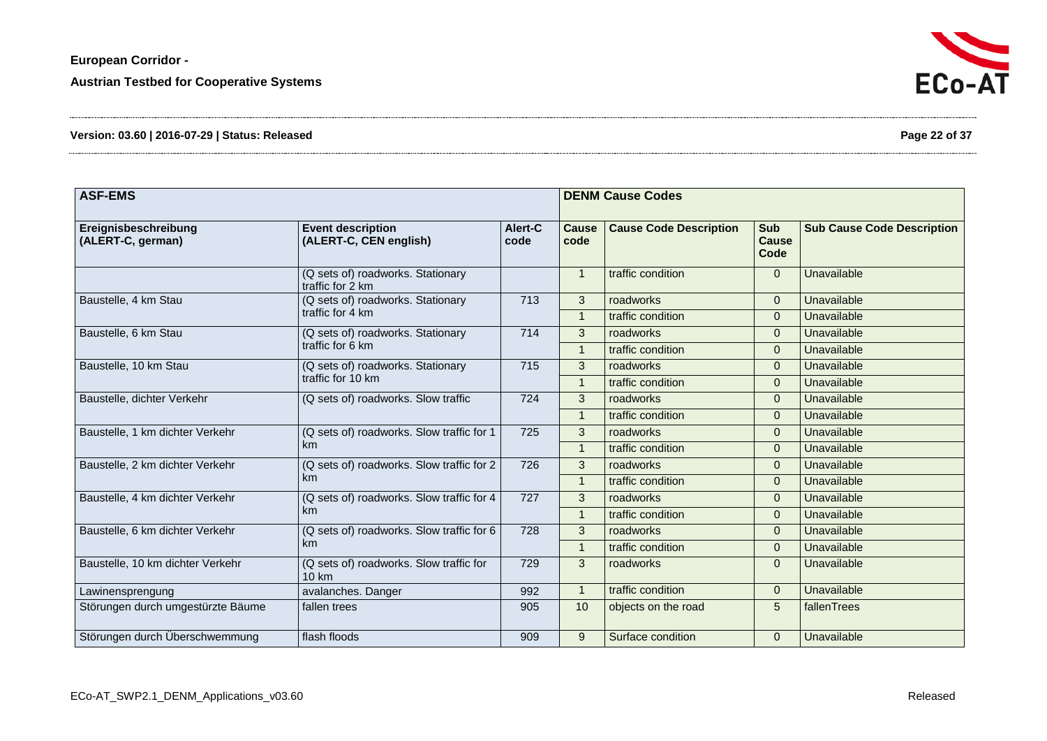| ASF-EMS | | | DENM Cause Codes | | | |
|---|---|---|---|---|---|---|
| Ereignisbeschreibung (ALERT-C, german) | Event description (ALERT-C, CEN english) | Alert-C code | Cause code | Cause Code Description | Sub Cause Code | Sub Cause Code Description |
| | (Q sets of) roadworks. Stationary traffic for 2 km | | 1 | traffic condition | 0 | Unavailable |
| Baustelle, 4 km Stau | (Q sets of) roadworks. Stationary traffic for 4 km | 713 | 3 | roadworks | 0 | Unavailable |
| | | | 1 | traffic condition | 0 | Unavailable |
| Baustelle, 6 km Stau | (Q sets of) roadworks. Stationary traffic for 6 km | 714 | 3 | roadworks | 0 | Unavailable |
| | | | 1 | traffic condition | 0 | Unavailable |
| Baustelle, 10 km Stau | (Q sets of) roadworks. Stationary traffic for 10 km | 715 | 3 | roadworks | 0 | Unavailable |
| | | | 1 | traffic condition | 0 | Unavailable |
| Baustelle, dichter Verkehr | (Q sets of) roadworks. Slow traffic | 724 | 3 | roadworks | 0 | Unavailable |
| | | | 1 | traffic condition | 0 | Unavailable |
| Baustelle, 1 km dichter Verkehr | (Q sets of) roadworks. Slow traffic for 1 km | 725 | 3 | roadworks | 0 | Unavailable |
| | | | 1 | traffic condition | 0 | Unavailable |
| Baustelle, 2 km dichter Verkehr | (Q sets of) roadworks. Slow traffic for 2 km | 726 | 3 | roadworks | 0 | Unavailable |
| | | | 1 | traffic condition | 0 | Unavailable |
| Baustelle, 4 km dichter Verkehr | (Q sets of) roadworks. Slow traffic for 4 km | 727 | 3 | roadworks | 0 | Unavailable |
| | | | 1 | traffic condition | 0 | Unavailable |
| Baustelle, 6 km dichter Verkehr | (Q sets of) roadworks. Slow traffic for 6 km | 728 | 3 | roadworks | 0 | Unavailable |
| | | | 1 | traffic condition | 0 | Unavailable |
| Baustelle, 10 km dichter Verkehr | (Q sets of) roadworks. Slow traffic for 10 km | 729 | 3 | roadworks | 0 | Unavailable |
| Lawinensprengung | avalanches. Danger | 992 | 1 | traffic condition | 0 | Unavailable |
| Störungen durch umgestürzte Bäume | fallen trees | 905 | 10 | objects on the road | 5 | fallenTrees |
| Störungen durch Überschwemmung | flash floods | 909 | 9 | Surface condition | 0 | Unavailable |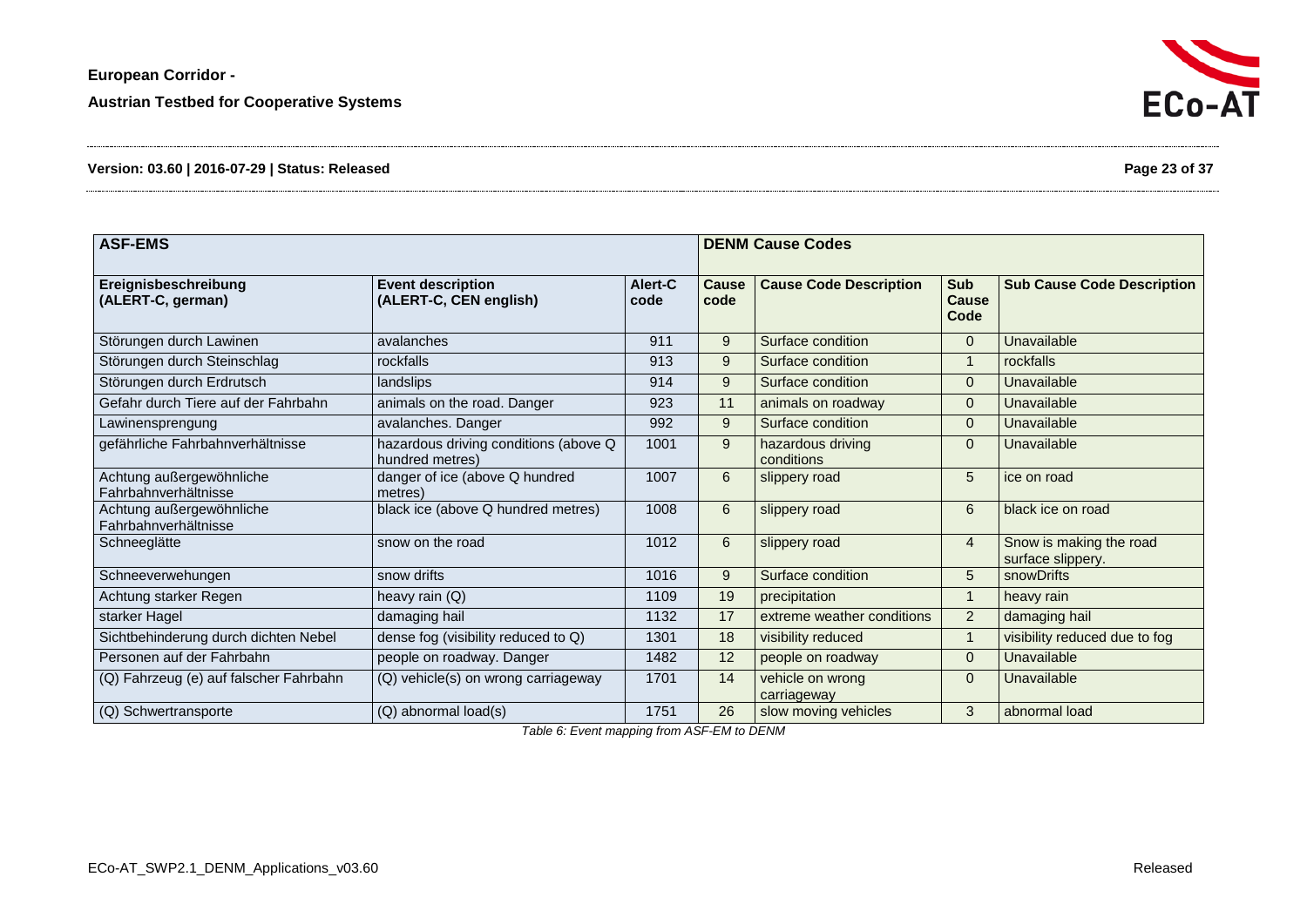| ASF-EMS | | | DENM Cause Codes | | | |
|---|---|---|---|---|---|---|
| **Ereignisbeschreibung (ALERT-C, german)** | **Event description (ALERT-C, CEN english)** | **Alert-C code** | **Cause code** | **Cause Code Description** | **Sub Cause Code** | **Sub Cause Code Description** |
| Störungen durch Lawinen | avalanches | 911 | 9 | Surface condition | 0 | Unavailable |
| Störungen durch Steinschlag | rockfalls | 913 | 9 | Surface condition | 1 | rockfalls |
| Störungen durch Erdrutsch | landslips | 914 | 9 | Surface condition | 0 | Unavailable |
| Gefahr durch Tiere auf der Fahrbahn | animals on the road. Danger | 923 | 11 | animals on roadway | 0 | Unavailable |
| Lawinensprengung | avalanches. Danger | 992 | 9 | Surface condition | 0 | Unavailable |
| gefährliche Fahrbahnverhältnisse | hazardous driving conditions (above Q hundred metres) | 1001 | 9 | hazardous driving conditions | 0 | Unavailable |
| Achtung außergewöhnliche Fahrbahnverhältnisse | danger of ice (above Q hundred metres) | 1007 | 6 | slippery road | 5 | ice on road |
| Achtung außergewöhnliche Fahrbahnverhältnisse | black ice (above Q hundred metres) | 1008 | 6 | slippery road | 6 | black ice on road |
| Schneeglätte | snow on the road | 1012 | 6 | slippery road | 4 | Snow is making the road surface slippery. |
| Schneeverwehungen | snow drifts | 1016 | 9 | Surface condition | 5 | snowDrifts |
| Achtung starker Regen | heavy rain (Q) | 1109 | 19 | precipitation | 1 | heavy rain |
| starker Hagel | damaging hail | 1132 | 17 | extreme weather conditions | 2 | damaging hail |
| Sichtbehinderung durch dichten Nebel | dense fog (visibility reduced to Q) | 1301 | 18 | visibility reduced | 1 | visibility reduced due to fog |
| Personen auf der Fahrbahn | people on roadway. Danger | 1482 | 12 | people on roadway | 0 | Unavailable |
| (Q) Fahrzeug (e) auf falscher Fahrbahn | (Q) vehicle(s) on wrong carriageway | 1701 | 14 | vehicle on wrong carriageway | 0 | Unavailable |
| (Q) Schwertransporte | (Q) abnormal load(s) | 1751 | 26 | slow moving vehicles | 3 | abnormal load |

*Table 6: Event mapping from ASF-EM to DENM*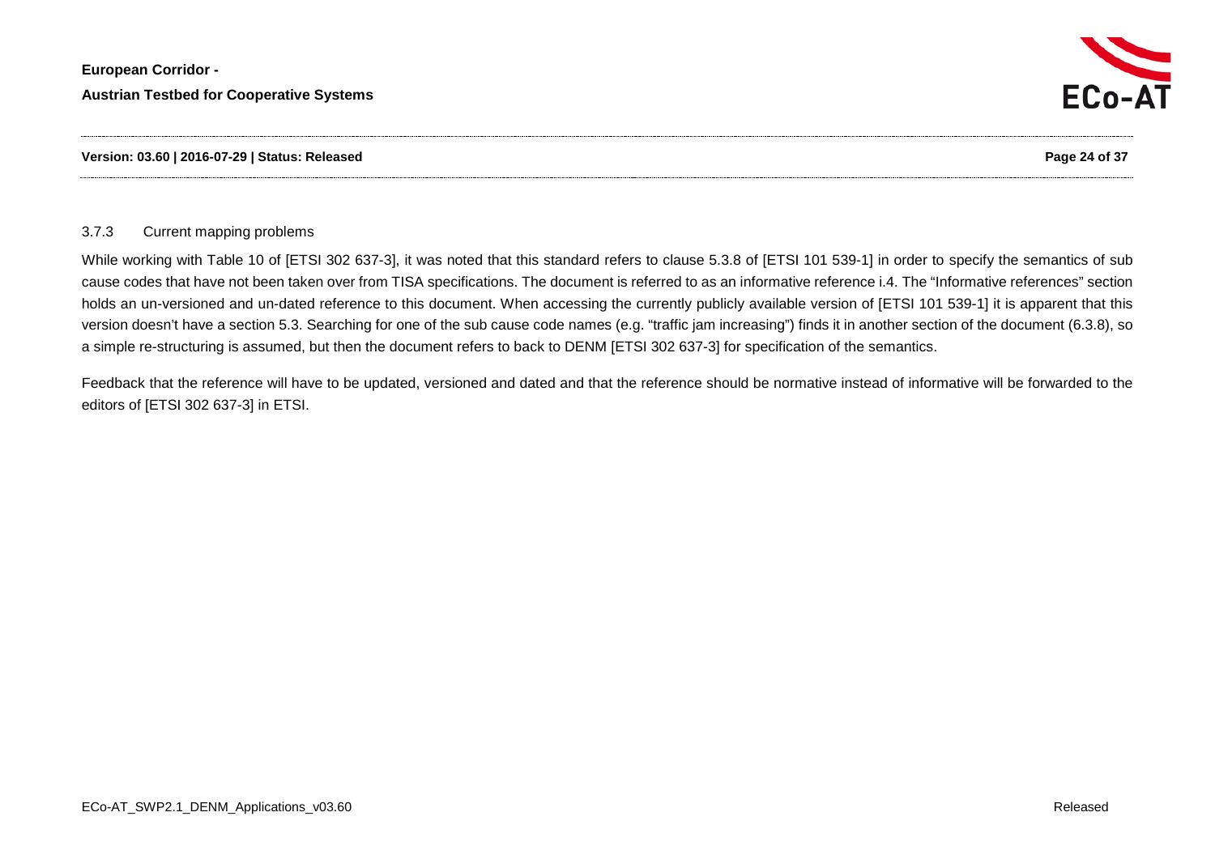### 3.7.3 Current mapping problems

While working with Table 10 of [ETSI 302 637-3], it was noted that this standard refers to clause 5.3.8 of [ETSI 101 539-1] in order to specify the semantics of sub cause codes that have not been taken over from TISA specifications. The document is referred to as an informative reference i.4. The "Informative references" section holds an un-versioned and un-dated reference to this document. When accessing the currently publicly available version of [ETSI 101 539-1] it is apparent that this version doesn't have a section 5.3. Searching for one of the sub cause code names (e.g. "traffic jam increasing") finds it in another section of the document (6.3.8), so a simple re-structuring is assumed, but then the document refers to back to DENM [ETSI 302 637-3] for specification of the semantics.

Feedback that the reference will have to be updated, versioned and dated and that the reference should be normative instead of informative will be forwarded to the editors of [ETSI 302 637-3] in ETSI.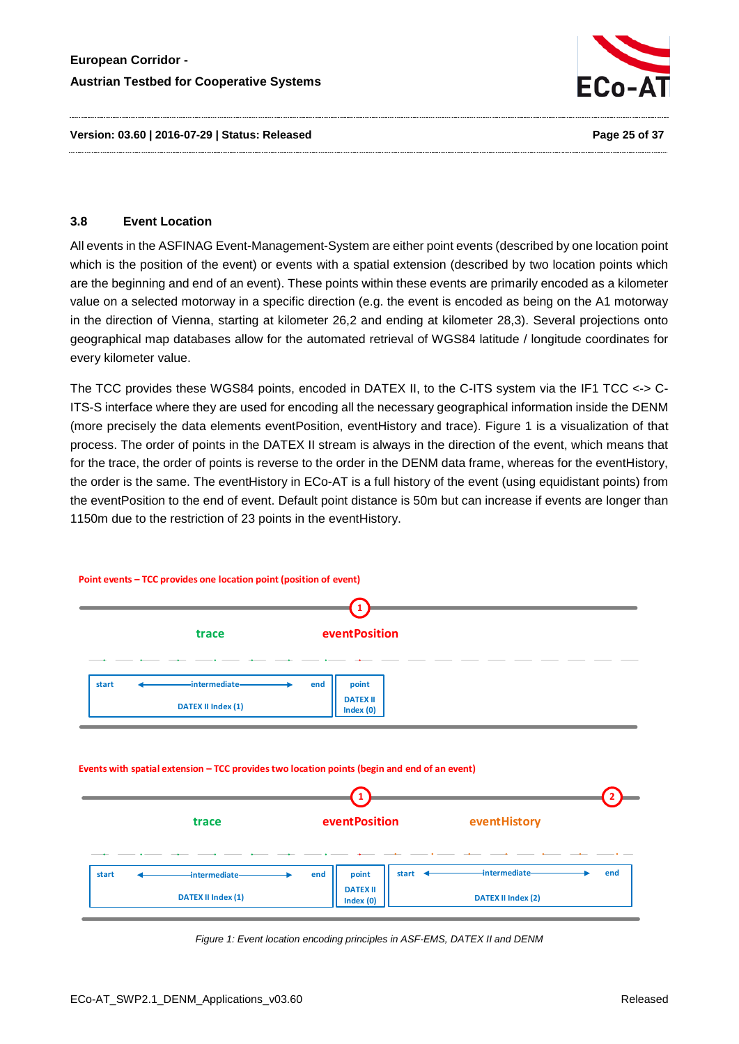## 3.8 Event Location

All events in the ASFINAG Event-Management-System are either point events (described by one location point which is the position of the event) or events with a spatial extension (described by two location points which are the beginning and end of an event). These points within these events are primarily encoded as a kilometer value on a selected motorway in a specific direction (e.g. the event is encoded as being on the A1 motorway in the direction of Vienna, starting at kilometer 26,2 and ending at kilometer 28,3). Several projections onto geographical map databases allow for the automated retrieval of WGS84 latitude / longitude coordinates for every kilometer value.

The TCC provides these WGS84 points, encoded in DATEX II, to the C-ITS system via the IF1 TCC <-> C-ITS-S interface where they are used for encoding all the necessary geographical information inside the DENM (more precisely the data elements eventPosition, eventHistory and trace). Figure 1 is a visualization of that process. The order of points in the DATEX II stream is always in the direction of the event, which means that for the trace, the order of points is reverse to the order in the DENM data frame, whereas for the eventHistory, the order is the same. The eventHistory in ECo-AT is a full history of the event (using equidistant points) from the eventPosition to the end of event. Default point distance is 50m but can increase if events are longer than 1150m due to the restriction of 23 points in the eventHistory.

**Point events – TCC provides one location point (position of event)**

trace | eventPosition (1)

| start ← intermediate → end | point |
|---|---|
| DATEX II Index (1) | DATEX II Index (0) |

**Events with spatial extension – TCC provides two location points (begin and end of an event)**

trace | eventPosition (1) | eventHistory (2)

| start ← intermediate → end | point | start ← intermediate → end |
|---|---|---|
| DATEX II Index (1) | DATEX II Index (0) | DATEX II Index (2) |

*Figure 1: Event location encoding principles in ASF-EMS, DATEX II and DENM*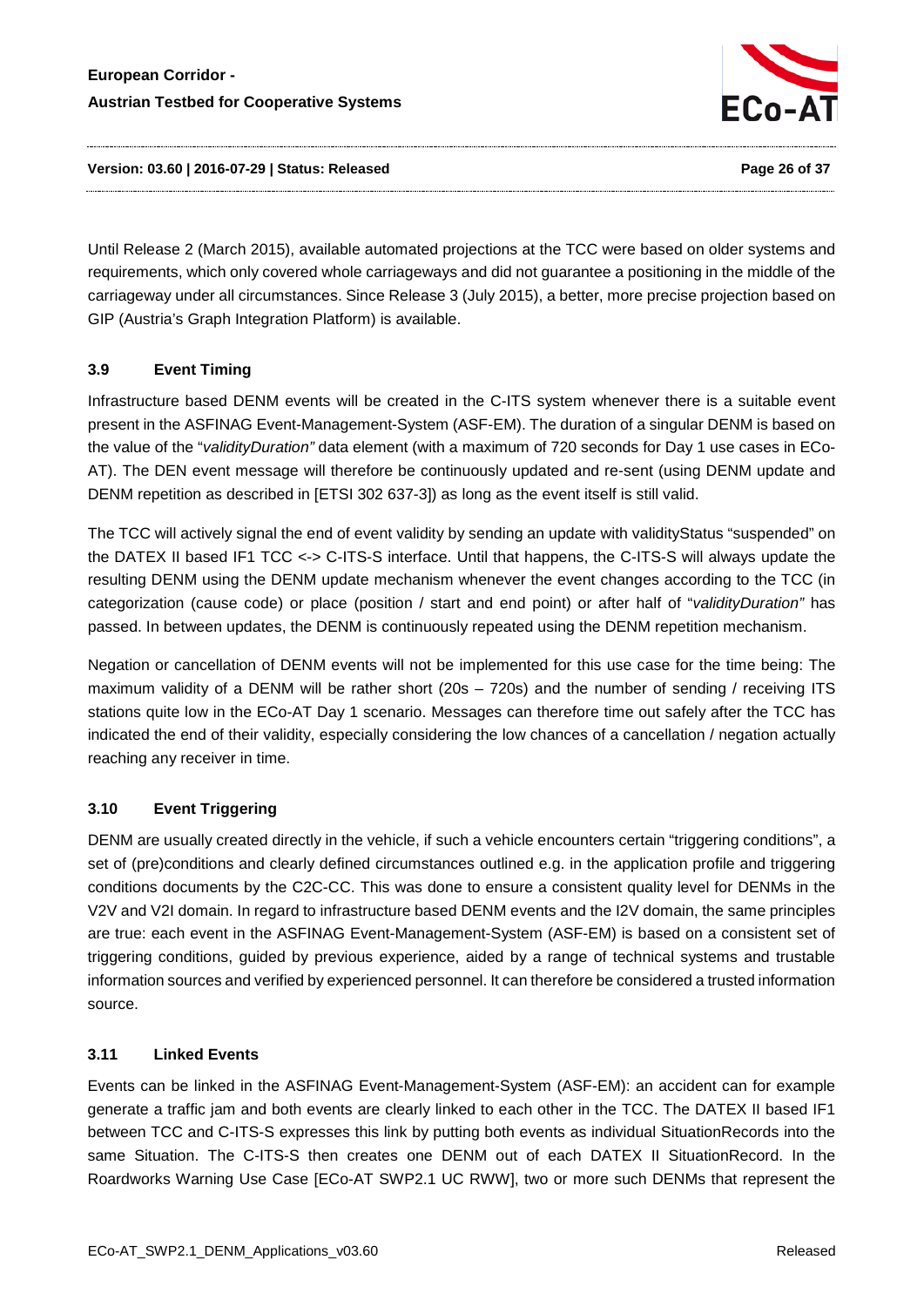Until Release 2 (March 2015), available automated projections at the TCC were based on older systems and requirements, which only covered whole carriageways and did not guarantee a positioning in the middle of the carriageway under all circumstances. Since Release 3 (July 2015), a better, more precise projection based on GIP (Austria's Graph Integration Platform) is available.

### 3.9 Event Timing

Infrastructure based DENM events will be created in the C-ITS system whenever there is a suitable event present in the ASFINAG Event-Management-System (ASF-EM). The duration of a singular DENM is based on the value of the "*validityDuration"* data element (with a maximum of 720 seconds for Day 1 use cases in ECo-AT). The DEN event message will therefore be continuously updated and re-sent (using DENM update and DENM repetition as described in [ETSI 302 637-3]) as long as the event itself is still valid.

The TCC will actively signal the end of event validity by sending an update with validityStatus "suspended" on the DATEX II based IF1 TCC <-> C-ITS-S interface. Until that happens, the C-ITS-S will always update the resulting DENM using the DENM update mechanism whenever the event changes according to the TCC (in categorization (cause code) or place (position / start and end point) or after half of "*validityDuration"* has passed. In between updates, the DENM is continuously repeated using the DENM repetition mechanism.

Negation or cancellation of DENM events will not be implemented for this use case for the time being: The maximum validity of a DENM will be rather short (20s – 720s) and the number of sending / receiving ITS stations quite low in the ECo-AT Day 1 scenario. Messages can therefore time out safely after the TCC has indicated the end of their validity, especially considering the low chances of a cancellation / negation actually reaching any receiver in time.

### 3.10 Event Triggering

DENM are usually created directly in the vehicle, if such a vehicle encounters certain "triggering conditions", a set of (pre)conditions and clearly defined circumstances outlined e.g. in the application profile and triggering conditions documents by the C2C-CC. This was done to ensure a consistent quality level for DENMs in the V2V and V2I domain. In regard to infrastructure based DENM events and the I2V domain, the same principles are true: each event in the ASFINAG Event-Management-System (ASF-EM) is based on a consistent set of triggering conditions, guided by previous experience, aided by a range of technical systems and trustable information sources and verified by experienced personnel. It can therefore be considered a trusted information source.

### 3.11 Linked Events

Events can be linked in the ASFINAG Event-Management-System (ASF-EM): an accident can for example generate a traffic jam and both events are clearly linked to each other in the TCC. The DATEX II based IF1 between TCC and C-ITS-S expresses this link by putting both events as individual SituationRecords into the same Situation. The C-ITS-S then creates one DENM out of each DATEX II SituationRecord. In the Roardworks Warning Use Case [ECo-AT SWP2.1 UC RWW], two or more such DENMs that represent the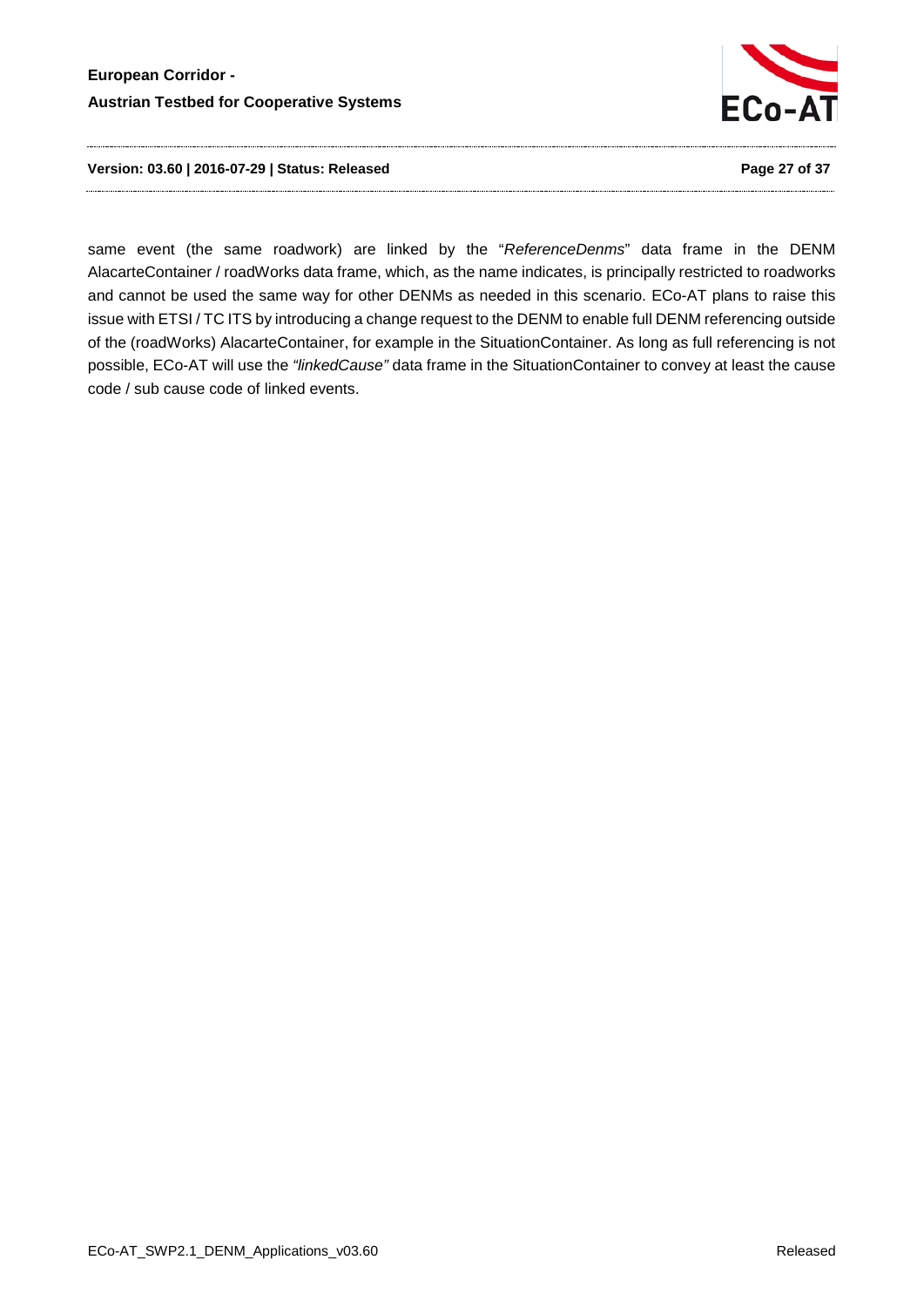same event (the same roadwork) are linked by the "*ReferenceDenms*" data frame in the DENM AlacarteContainer / roadWorks data frame, which, as the name indicates, is principally restricted to roadworks and cannot be used the same way for other DENMs as needed in this scenario. ECo-AT plans to raise this issue with ETSI / TC ITS by introducing a change request to the DENM to enable full DENM referencing outside of the (roadWorks) AlacarteContainer, for example in the SituationContainer. As long as full referencing is not possible, ECo-AT will use the *"linkedCause"* data frame in the SituationContainer to convey at least the cause code / sub cause code of linked events.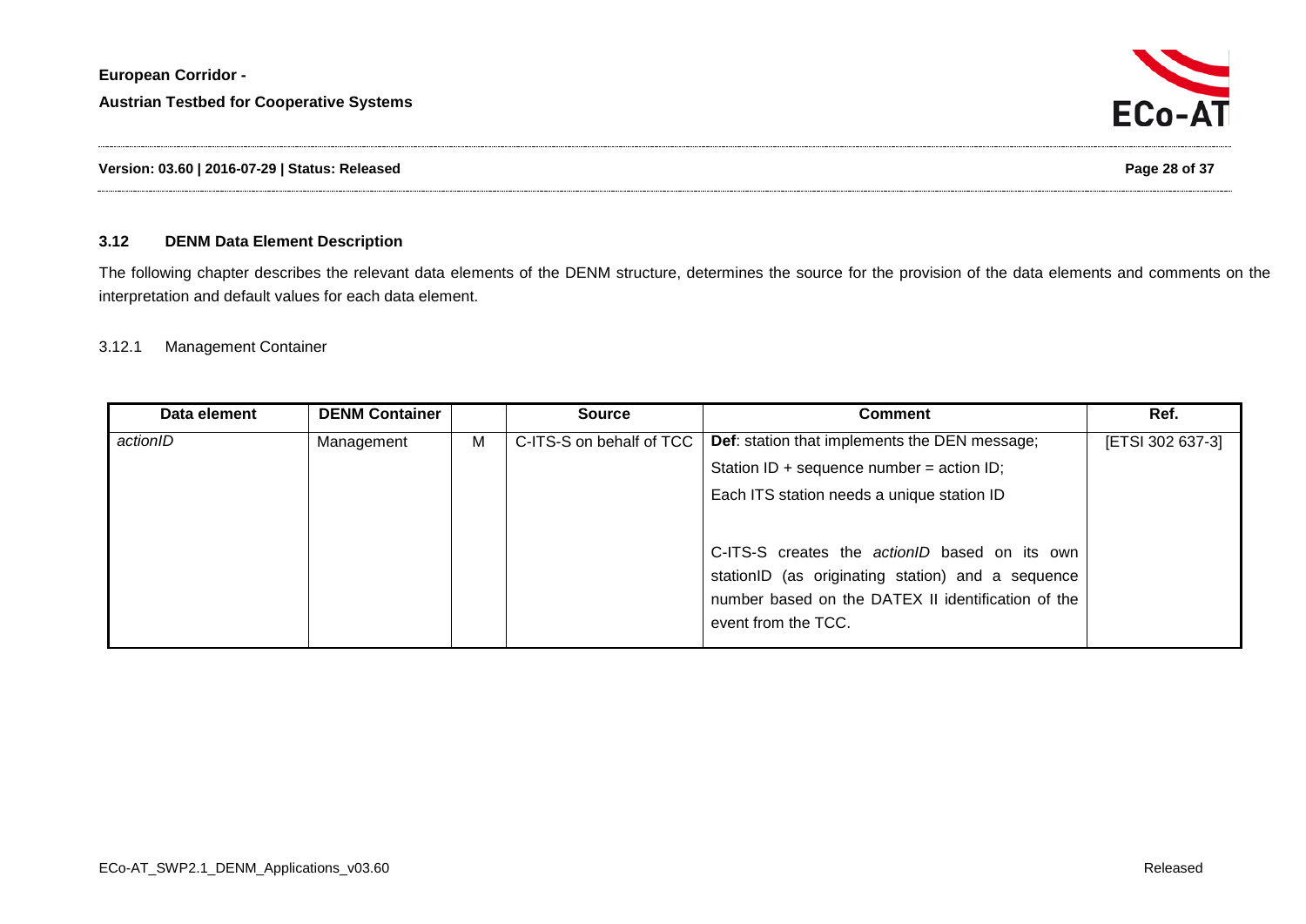### 3.12 DENM Data Element Description

The following chapter describes the relevant data elements of the DENM structure, determines the source for the provision of the data elements and comments on the interpretation and default values for each data element.

#### 3.12.1 Management Container

| Data element | DENM Container | | Source | Comment | Ref. |
|---|---|---|---|---|---|
| *actionID* | Management | M | C-ITS-S on behalf of TCC | **Def**: station that implements the DEN message;<br>Station ID + sequence number = action ID;<br>Each ITS station needs a unique station ID<br><br>C-ITS-S creates the *actionID* based on its own stationID (as originating station) and a sequence number based on the DATEX II identification of the event from the TCC. | [ETSI 302 637-3] |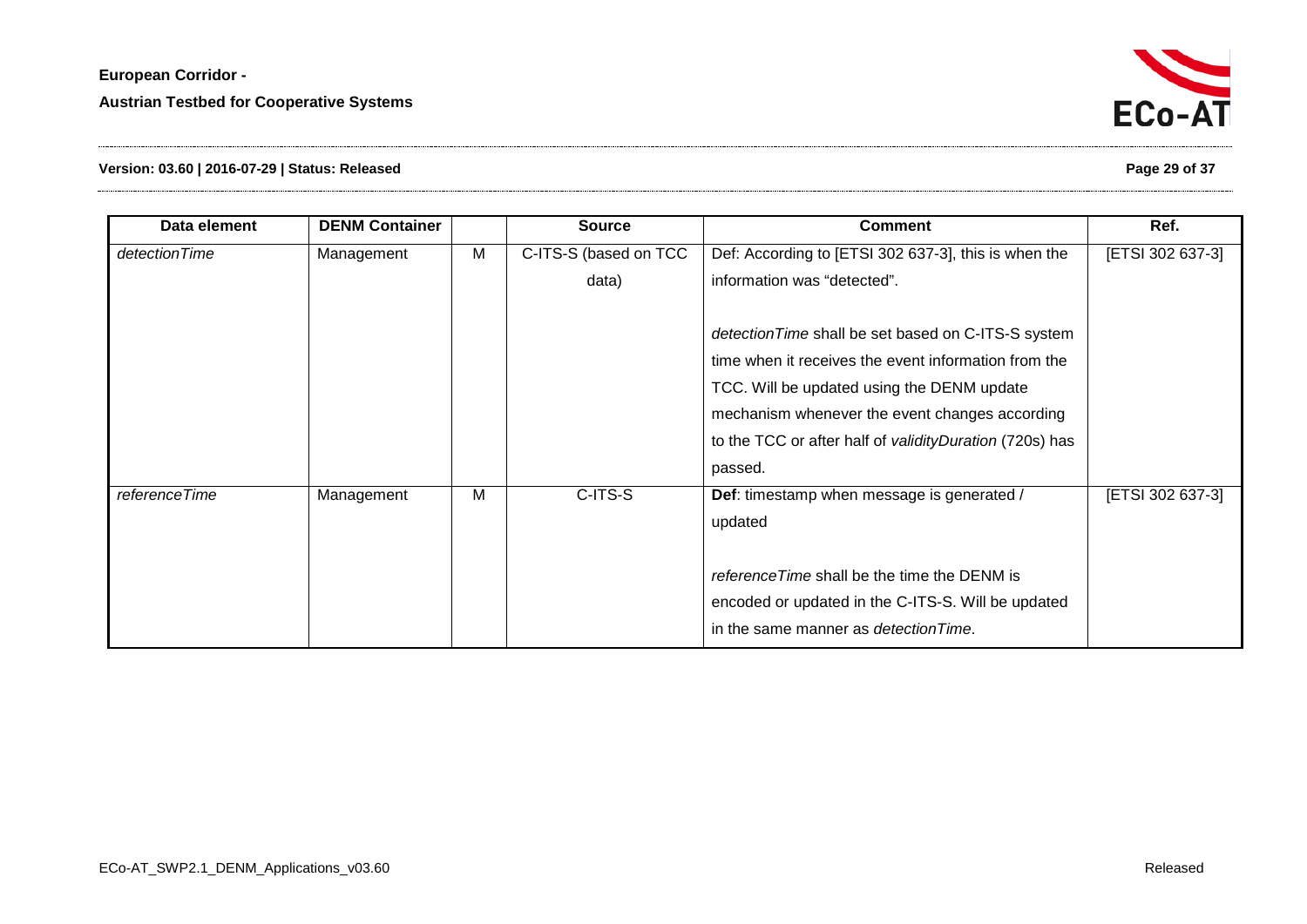| Data element | DENM Container | | Source | Comment | Ref. |
|---|---|---|---|---|---|
| *detectionTime* | Management | M | C-ITS-S (based on TCC data) | Def: According to [ETSI 302 637-3], this is when the information was "detected".<br><br>*detectionTime* shall be set based on C-ITS-S system time when it receives the event information from the TCC. Will be updated using the DENM update mechanism whenever the event changes according to the TCC or after half of *validityDuration* (720s) has passed. | [ETSI 302 637-3] |
| *referenceTime* | Management | M | C-ITS-S | **Def**: timestamp when message is generated / updated<br><br>*referenceTime* shall be the time the DENM is encoded or updated in the C-ITS-S. Will be updated in the same manner as *detectionTime*. | [ETSI 302 637-3] |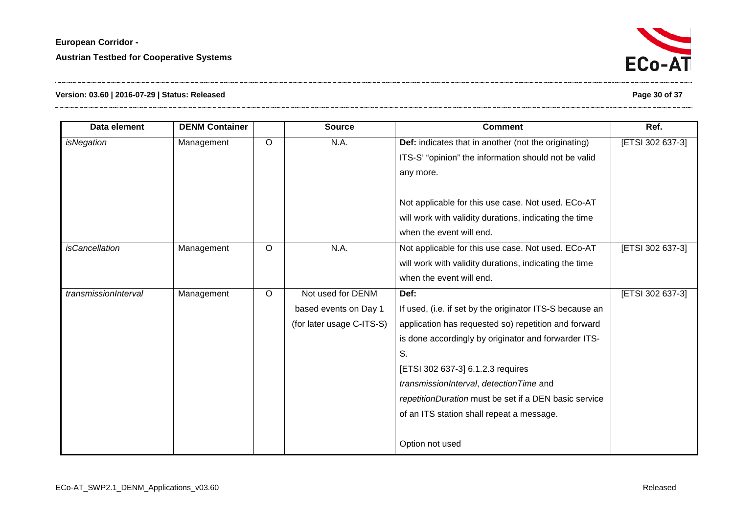| Data element | DENM Container | | Source | Comment | Ref. |
|---|---|---|---|---|---|
| *isNegation* | Management | O | N.A. | **Def:** indicates that in another (not the originating) ITS-S' "opinion" the information should not be valid any more.<br><br>Not applicable for this use case. Not used. ECo-AT will work with validity durations, indicating the time when the event will end. | [ETSI 302 637-3] |
| *isCancellation* | Management | O | N.A. | Not applicable for this use case. Not used. ECo-AT will work with validity durations, indicating the time when the event will end. | [ETSI 302 637-3] |
| *transmissionInterval* | Management | O | Not used for DENM based events on Day 1 (for later usage C-ITS-S) | **Def:**<br>If used, (i.e. if set by the originator ITS-S because an application has requested so) repetition and forward is done accordingly by originator and forwarder ITS-S.<br>[ETSI 302 637-3] 6.1.2.3 requires *transmissionInterval*, *detectionTime* and *repetitionDuration* must be set if a DEN basic service of an ITS station shall repeat a message.<br><br>Option not used | [ETSI 302 637-3] |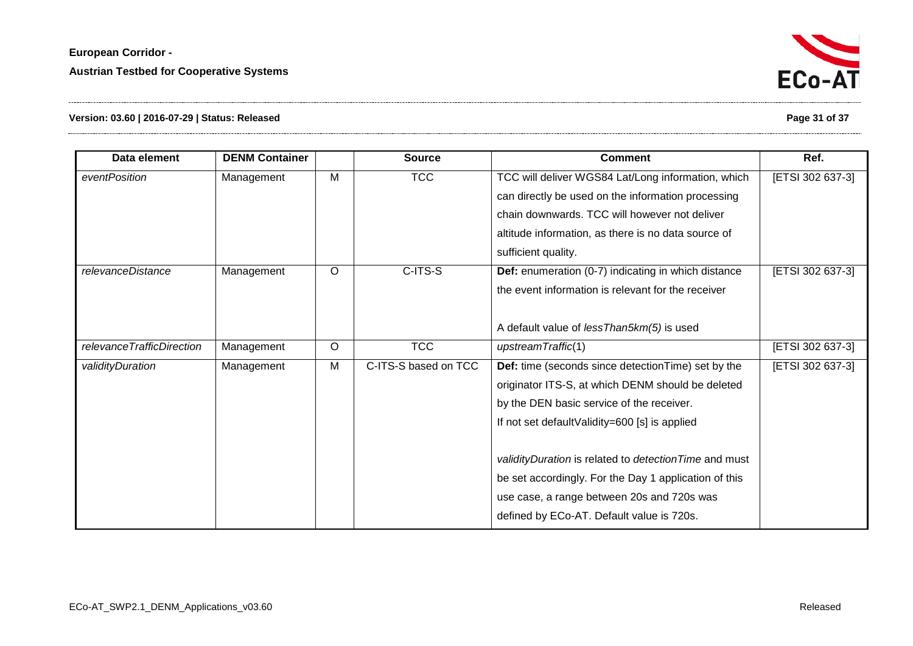| Data element | DENM Container | | Source | Comment | Ref. |
|---|---|---|---|---|---|
| *eventPosition* | Management | M | TCC | TCC will deliver WGS84 Lat/Long information, which can directly be used on the information processing chain downwards. TCC will however not deliver altitude information, as there is no data source of sufficient quality. | [ETSI 302 637-3] |
| *relevanceDistance* | Management | O | C-ITS-S | **Def:** enumeration (0-7) indicating in which distance the event information is relevant for the receiver<br><br>A default value of *lessThan5km(5)* is used | [ETSI 302 637-3] |
| *relevanceTrafficDirection* | Management | O | TCC | *upstreamTraffic*(1) | [ETSI 302 637-3] |
| *validityDuration* | Management | M | C-ITS-S based on TCC | **Def:** time (seconds since detectionTime) set by the originator ITS-S, at which DENM should be deleted by the DEN basic service of the receiver.<br>If not set defaultValidity=600 [s] is applied<br><br>*validityDuration* is related to *detectionTime* and must be set accordingly. For the Day 1 application of this use case, a range between 20s and 720s was defined by ECo-AT. Default value is 720s. | [ETSI 302 637-3] |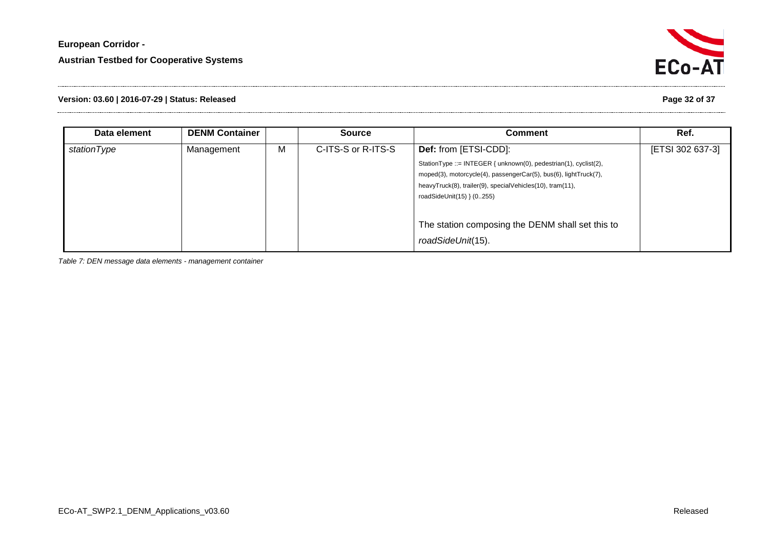| Data element | DENM Container | | Source | Comment | Ref. |
|---|---|---|---|---|---|
| *stationType* | Management | M | C-ITS-S or R-ITS-S | **Def:** from [ETSI-CDD]:<br>StationType ::= INTEGER { unknown(0), pedestrian(1), cyclist(2), moped(3), motorcycle(4), passengerCar(5), bus(6), lightTruck(7), heavyTruck(8), trailer(9), specialVehicles(10), tram(11), roadSideUnit(15) } (0..255)<br><br>The station composing the DENM shall set this to *roadSideUnit*(15). | [ETSI 302 637-3] |

*Table 7: DEN message data elements - management container*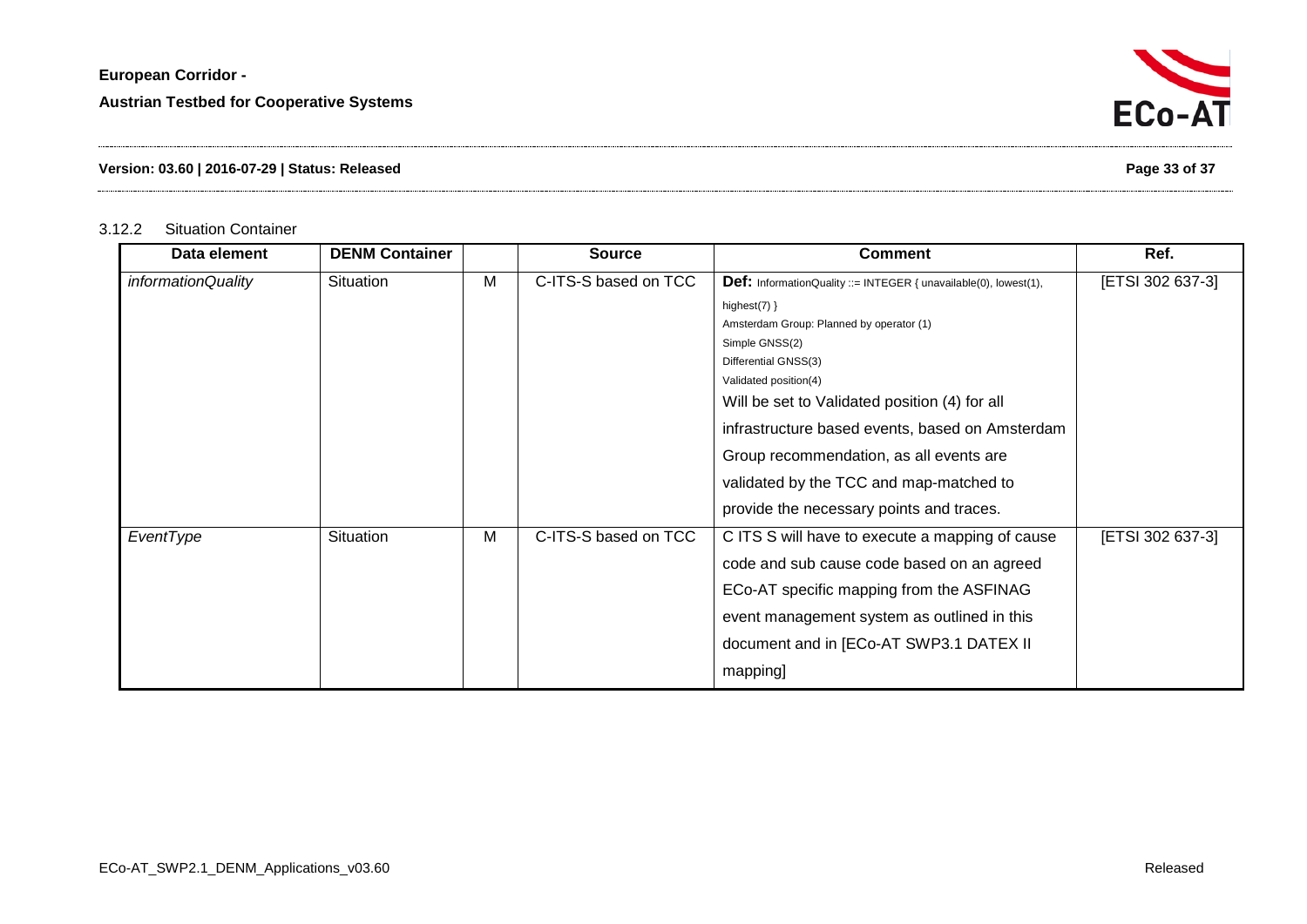### 3.12.2 Situation Container

| Data element | DENM Container | | Source | Comment | Ref. |
|---|---|---|---|---|---|
| *informationQuality* | Situation | M | C-ITS-S based on TCC | **Def:** InformationQuality ::= INTEGER { unavailable(0), lowest(1), highest(7) }<br>Amsterdam Group: Planned by operator (1)<br>Simple GNSS(2)<br>Differential GNSS(3)<br>Validated position(4)<br>Will be set to Validated position (4) for all infrastructure based events, based on Amsterdam Group recommendation, as all events are validated by the TCC and map-matched to provide the necessary points and traces. | [ETSI 302 637-3] |
| *EventType* | Situation | M | C-ITS-S based on TCC | C ITS S will have to execute a mapping of cause code and sub cause code based on an agreed ECo-AT specific mapping from the ASFINAG event management system as outlined in this document and in [ECo-AT SWP3.1 DATEX II mapping] | [ETSI 302 637-3] |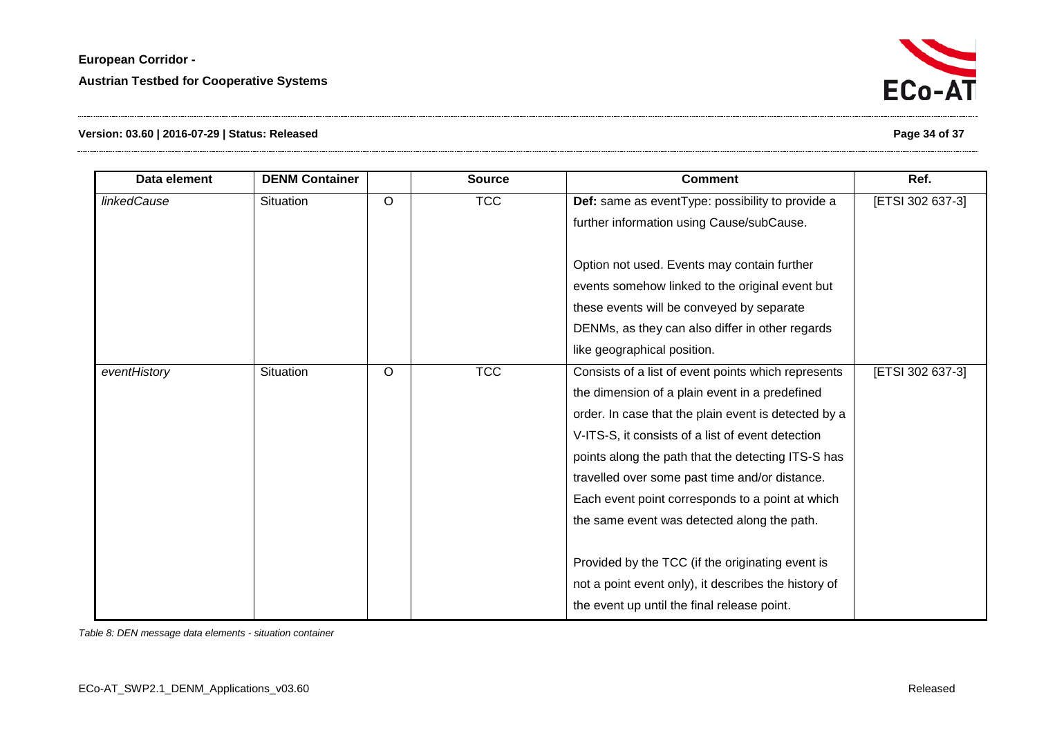| Data element | DENM Container | | Source | Comment | Ref. |
|---|---|---|---|---|---|
| *linkedCause* | Situation | O | TCC | **Def:** same as eventType: possibility to provide a further information using Cause/subCause.<br><br>Option not used. Events may contain further events somehow linked to the original event but these events will be conveyed by separate DENMs, as they can also differ in other regards like geographical position. | [ETSI 302 637-3] |
| *eventHistory* | Situation | O | TCC | Consists of a list of event points which represents the dimension of a plain event in a predefined order. In case that the plain event is detected by a V-ITS-S, it consists of a list of event detection points along the path that the detecting ITS-S has travelled over some past time and/or distance. Each event point corresponds to a point at which the same event was detected along the path.<br><br>Provided by the TCC (if the originating event is not a point event only), it describes the history of the event up until the final release point. | [ETSI 302 637-3] |

*Table 8: DEN message data elements - situation container*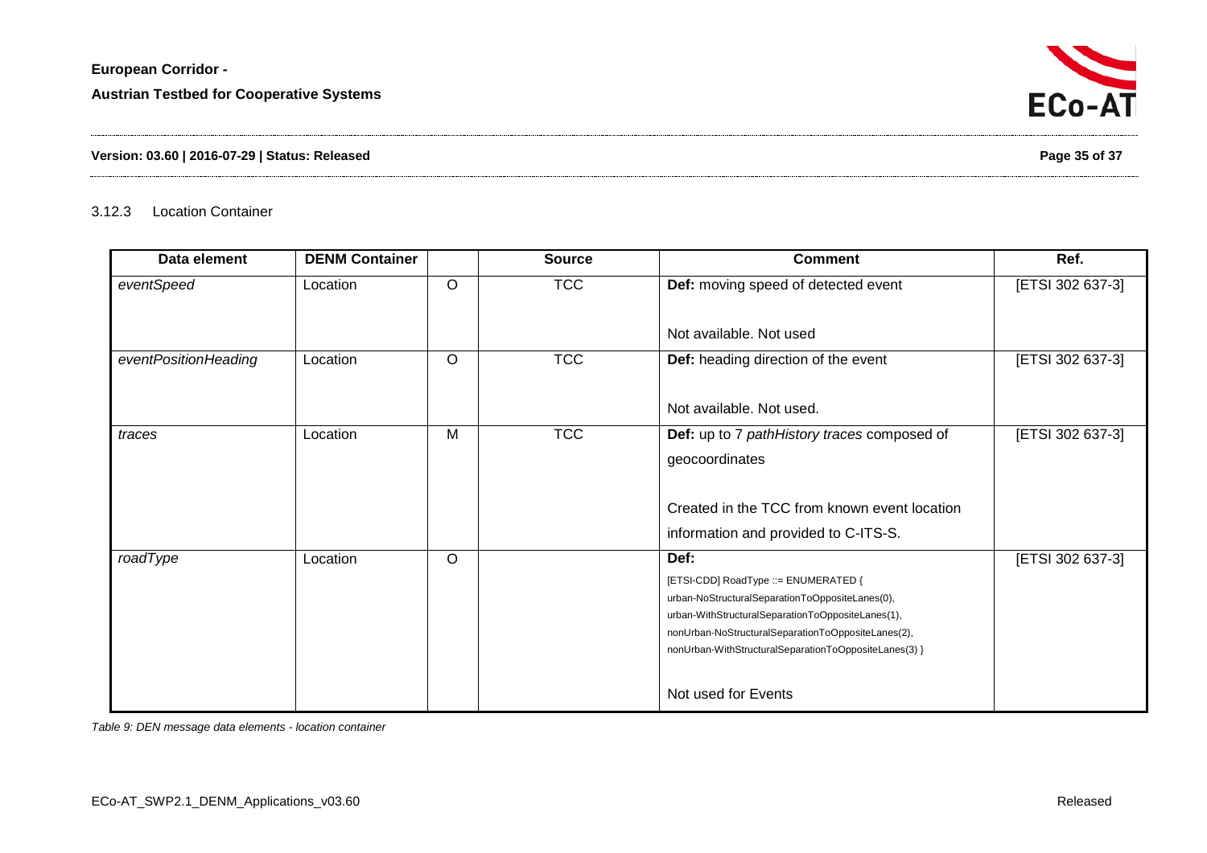### 3.12.3 Location Container

| Data element | DENM Container | | Source | Comment | Ref. |
|---|---|---|---|---|---|
| *eventSpeed* | Location | O | TCC | **Def:** moving speed of detected event<br><br>Not available. Not used | [ETSI 302 637-3] |
| *eventPositionHeading* | Location | O | TCC | **Def:** heading direction of the event<br><br>Not available. Not used. | [ETSI 302 637-3] |
| *traces* | Location | M | TCC | **Def:** up to 7 *pathHistory traces* composed of geocoordinates<br><br>Created in the TCC from known event location information and provided to C-ITS-S. | [ETSI 302 637-3] |
| *roadType* | Location | O | | **Def:**<br>[ETSI-CDD] RoadType ::= ENUMERATED {<br>urban-NoStructuralSeparationToOppositeLanes(0),<br>urban-WithStructuralSeparationToOppositeLanes(1),<br>nonUrban-NoStructuralSeparationToOppositeLanes(2),<br>nonUrban-WithStructuralSeparationToOppositeLanes(3) }<br><br>Not used for Events | [ETSI 302 637-3] |

*Table 9: DEN message data elements - location container*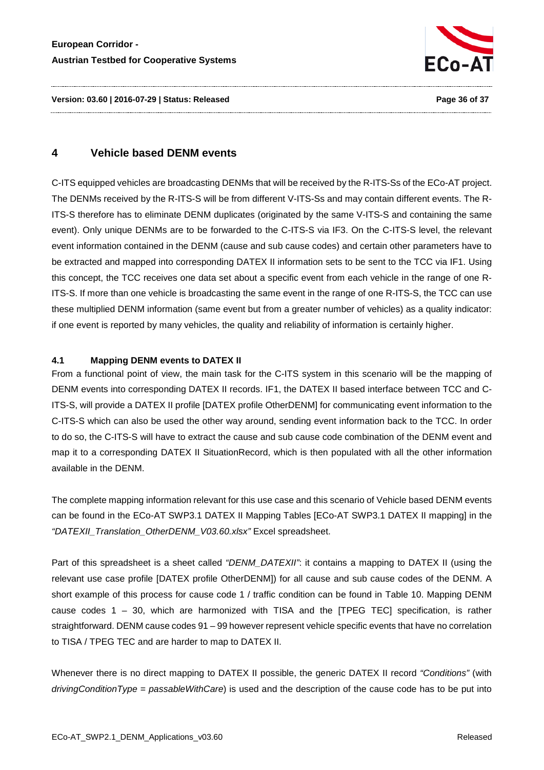# 4 Vehicle based DENM events

C-ITS equipped vehicles are broadcasting DENMs that will be received by the R-ITS-Ss of the ECo-AT project. The DENMs received by the R-ITS-S will be from different V-ITS-Ss and may contain different events. The R-ITS-S therefore has to eliminate DENM duplicates (originated by the same V-ITS-S and containing the same event). Only unique DENMs are to be forwarded to the C-ITS-S via IF3. On the C-ITS-S level, the relevant event information contained in the DENM (cause and sub cause codes) and certain other parameters have to be extracted and mapped into corresponding DATEX II information sets to be sent to the TCC via IF1. Using this concept, the TCC receives one data set about a specific event from each vehicle in the range of one R-ITS-S. If more than one vehicle is broadcasting the same event in the range of one R-ITS-S, the TCC can use these multiplied DENM information (same event but from a greater number of vehicles) as a quality indicator: if one event is reported by many vehicles, the quality and reliability of information is certainly higher.

## 4.1 Mapping DENM events to DATEX II

From a functional point of view, the main task for the C-ITS system in this scenario will be the mapping of DENM events into corresponding DATEX II records. IF1, the DATEX II based interface between TCC and C-ITS-S, will provide a DATEX II profile [DATEX profile OtherDENM] for communicating event information to the C-ITS-S which can also be used the other way around, sending event information back to the TCC. In order to do so, the C-ITS-S will have to extract the cause and sub cause code combination of the DENM event and map it to a corresponding DATEX II SituationRecord, which is then populated with all the other information available in the DENM.

The complete mapping information relevant for this use case and this scenario of Vehicle based DENM events can be found in the ECo-AT SWP3.1 DATEX II Mapping Tables [ECo-AT SWP3.1 DATEX II mapping] in the *"DATEXII_Translation_OtherDENM_V03.60.xlsx"* Excel spreadsheet.

Part of this spreadsheet is a sheet called *"DENM_DATEXII"*: it contains a mapping to DATEX II (using the relevant use case profile [DATEX profile OtherDENM]) for all cause and sub cause codes of the DENM. A short example of this process for cause code 1 / traffic condition can be found in Table 10. Mapping DENM cause codes 1 – 30, which are harmonized with TISA and the [TPEG TEC] specification, is rather straightforward. DENM cause codes 91 – 99 however represent vehicle specific events that have no correlation to TISA / TPEG TEC and are harder to map to DATEX II.

Whenever there is no direct mapping to DATEX II possible, the generic DATEX II record *"Conditions"* (with *drivingConditionType = passableWithCare*) is used and the description of the cause code has to be put into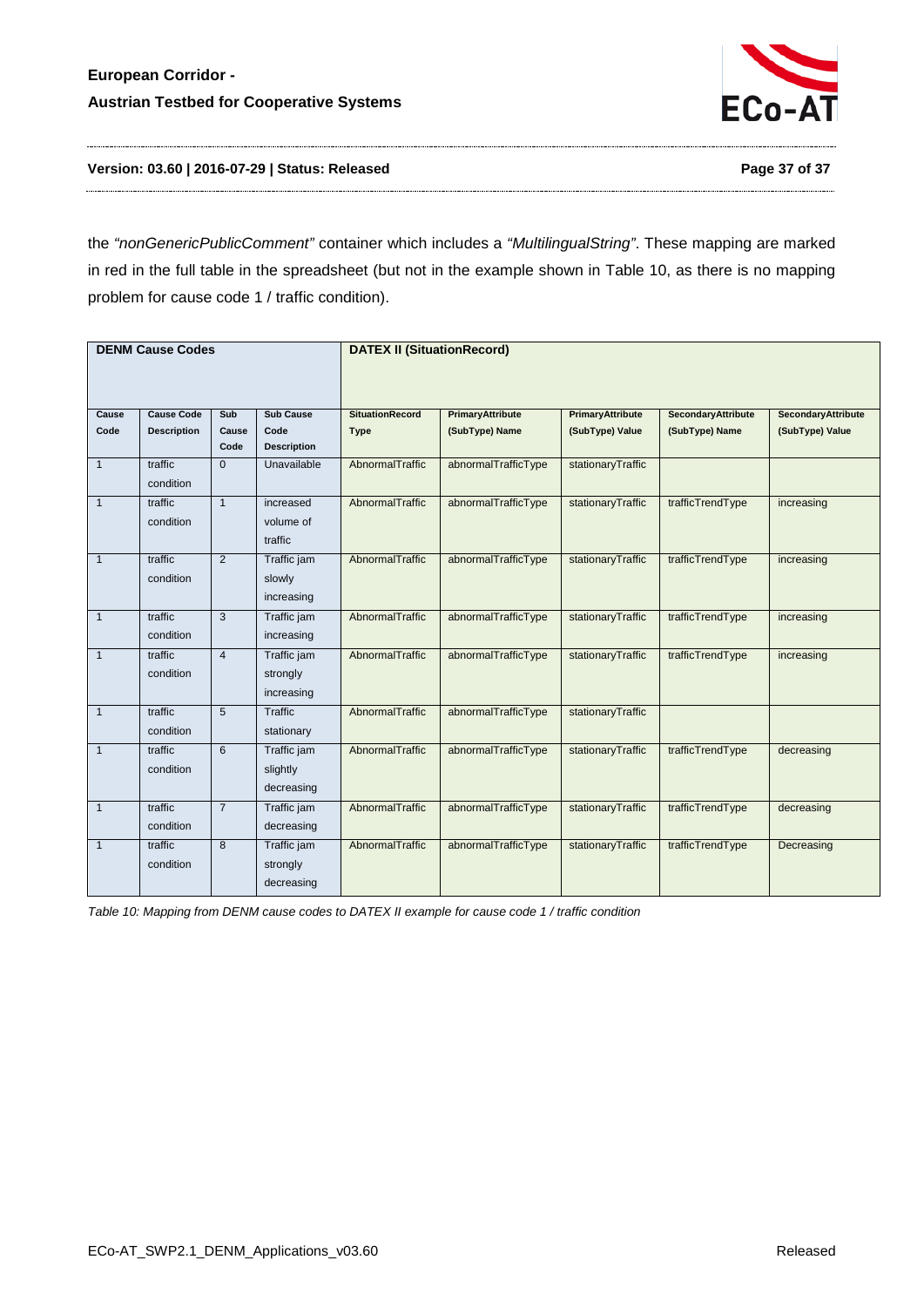the *"nonGenericPublicComment"* container which includes a *"MultilingualString"*. These mapping are marked in red in the full table in the spreadsheet (but not in the example shown in Table 10, as there is no mapping problem for cause code 1 / traffic condition).

| **DENM Cause Codes** | | | | **DATEX II (SituationRecord)** | | | | |
|---|---|---|---|---|---|---|---|---|
| **Cause Code** | **Cause Code Description** | **Sub Cause Code** | **Sub Cause Code Description** | **SituationRecord Type** | **PrimaryAttribute (SubType) Name** | **PrimaryAttribute (SubType) Value** | **SecondaryAttribute (SubType) Name** | **SecondaryAttribute (SubType) Value** |
| 1 | traffic condition | 0 | Unavailable | AbnormalTraffic | abnormalTrafficType | stationaryTraffic | | |
| 1 | traffic condition | 1 | increased volume of traffic | AbnormalTraffic | abnormalTrafficType | stationaryTraffic | trafficTrendType | increasing |
| 1 | traffic condition | 2 | Traffic jam slowly increasing | AbnormalTraffic | abnormalTrafficType | stationaryTraffic | trafficTrendType | increasing |
| 1 | traffic condition | 3 | Traffic jam increasing | AbnormalTraffic | abnormalTrafficType | stationaryTraffic | trafficTrendType | increasing |
| 1 | traffic condition | 4 | Traffic jam strongly increasing | AbnormalTraffic | abnormalTrafficType | stationaryTraffic | trafficTrendType | increasing |
| 1 | traffic condition | 5 | Traffic stationary | AbnormalTraffic | abnormalTrafficType | stationaryTraffic | | |
| 1 | traffic condition | 6 | Traffic jam slightly decreasing | AbnormalTraffic | abnormalTrafficType | stationaryTraffic | trafficTrendType | decreasing |
| 1 | traffic condition | 7 | Traffic jam decreasing | AbnormalTraffic | abnormalTrafficType | stationaryTraffic | trafficTrendType | decreasing |
| 1 | traffic condition | 8 | Traffic jam strongly decreasing | AbnormalTraffic | abnormalTrafficType | stationaryTraffic | trafficTrendType | Decreasing |

*Table 10: Mapping from DENM cause codes to DATEX II example for cause code 1 / traffic condition*